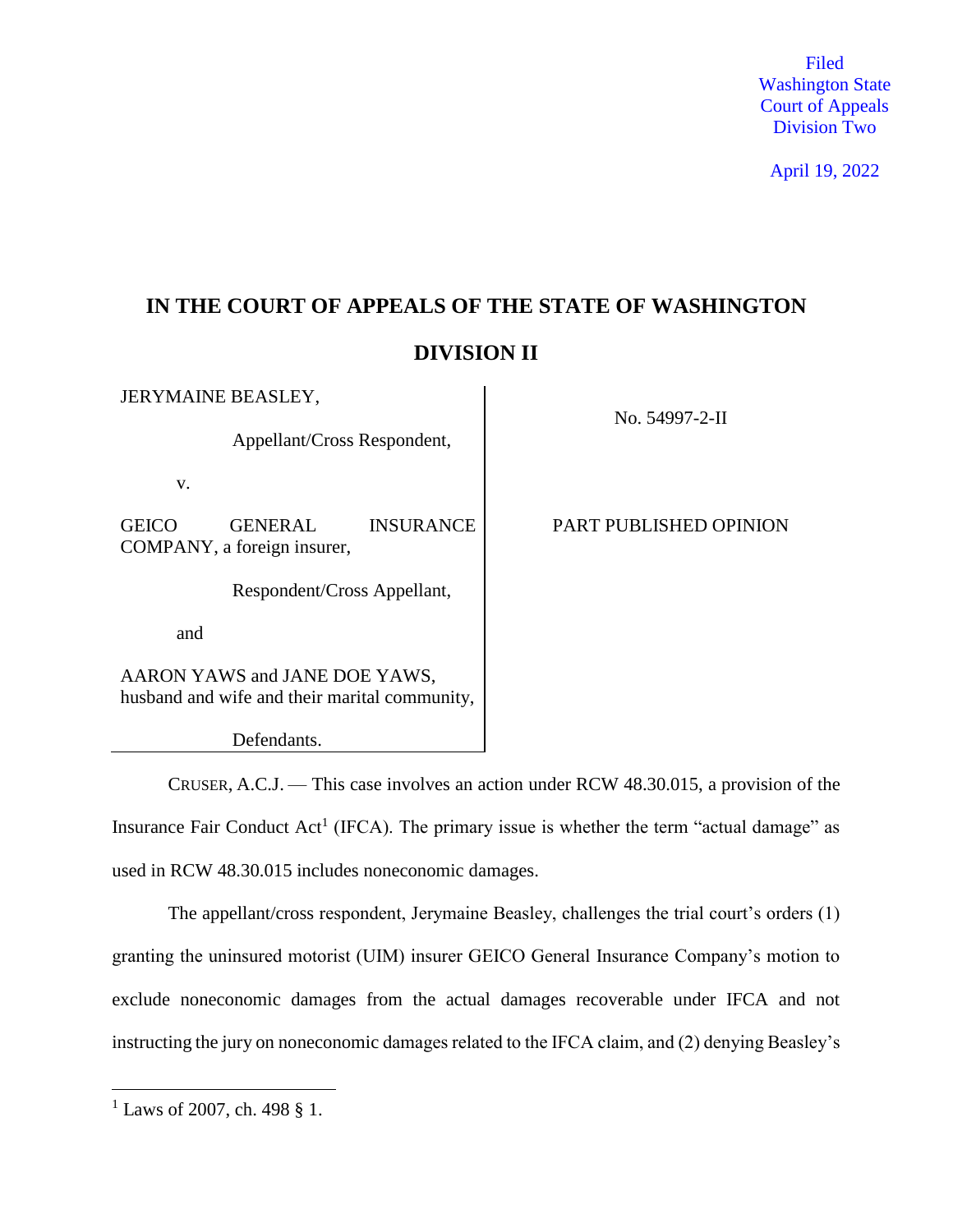Filed
Washington State
Court of Appeals
Division Two

April 19, 2022

# IN THE COURT OF APPEALS OF THE STATE OF WASHINGTON

## DIVISION II

| | |
|---|---|
| JERYMAINE BEASLEY,<br><br>Appellant/Cross Respondent,<br><br>v.<br><br>GEICO GENERAL INSURANCE COMPANY, a foreign insurer,<br><br>Respondent/Cross Appellant,<br><br>and<br><br>AARON YAWS and JANE DOE YAWS, husband and wife and their marital community,<br><br>Defendants. | No. 54997-2-II<br><br>PART PUBLISHED OPINION |

CRUSER, A.C.J. — This case involves an action under RCW 48.30.015, a provision of the Insurance Fair Conduct Act[1] (IFCA). The primary issue is whether the term "actual damage" as used in RCW 48.30.015 includes noneconomic damages.

The appellant/cross respondent, Jerymaine Beasley, challenges the trial court's orders (1) granting the uninsured motorist (UIM) insurer GEICO General Insurance Company's motion to exclude noneconomic damages from the actual damages recoverable under IFCA and not instructing the jury on noneconomic damages related to the IFCA claim, and (2) denying Beasley's

---

[1] Laws of 2007, ch. 498 § 1.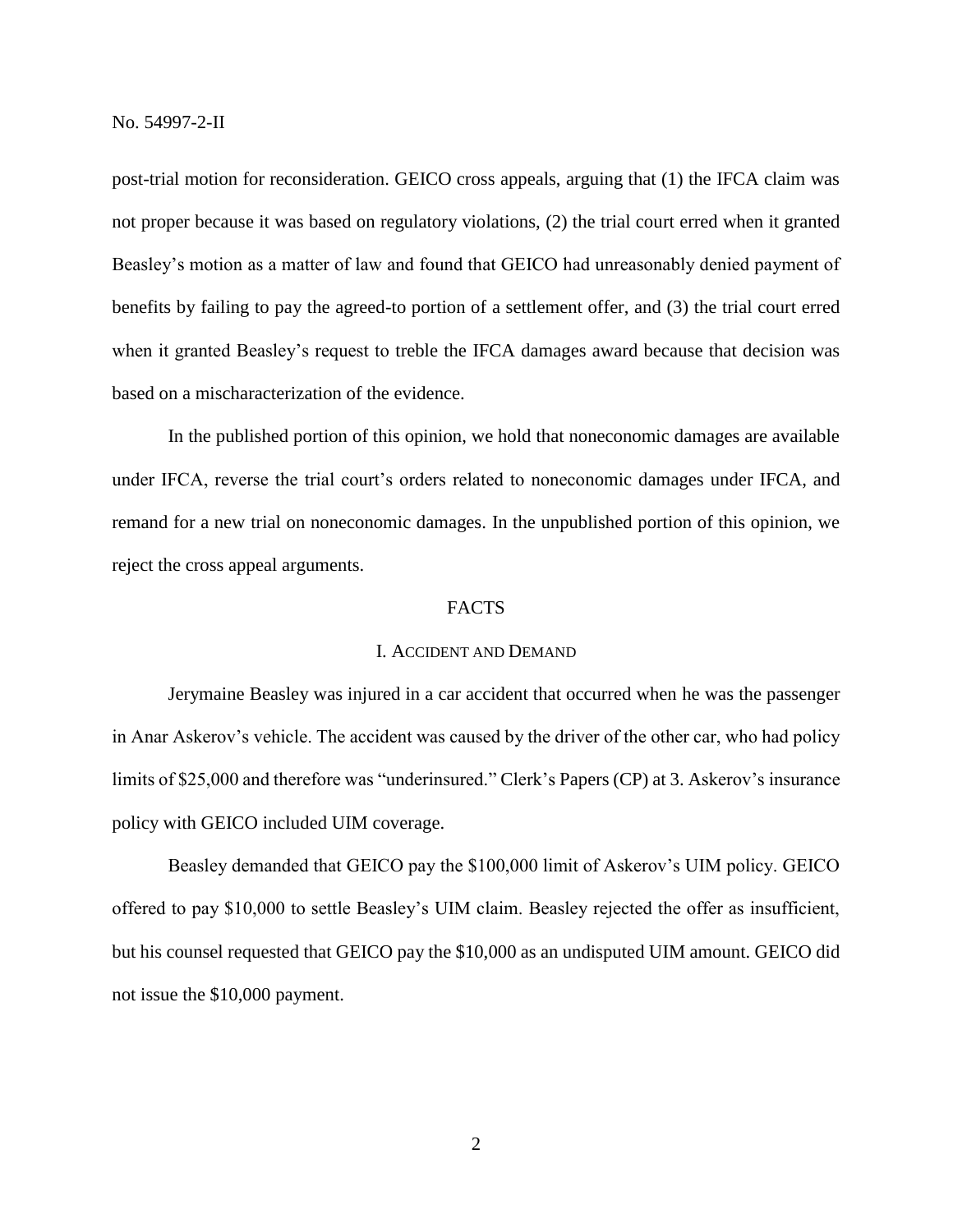post-trial motion for reconsideration. GEICO cross appeals, arguing that (1) the IFCA claim was not proper because it was based on regulatory violations, (2) the trial court erred when it granted Beasley's motion as a matter of law and found that GEICO had unreasonably denied payment of benefits by failing to pay the agreed-to portion of a settlement offer, and (3) the trial court erred when it granted Beasley's request to treble the IFCA damages award because that decision was based on a mischaracterization of the evidence.

In the published portion of this opinion, we hold that noneconomic damages are available under IFCA, reverse the trial court's orders related to noneconomic damages under IFCA, and remand for a new trial on noneconomic damages. In the unpublished portion of this opinion, we reject the cross appeal arguments.

## FACTS

### I. ACCIDENT AND DEMAND

Jerymaine Beasley was injured in a car accident that occurred when he was the passenger in Anar Askerov's vehicle. The accident was caused by the driver of the other car, who had policy limits of $25,000 and therefore was "underinsured." Clerk's Papers (CP) at 3. Askerov's insurance policy with GEICO included UIM coverage.

Beasley demanded that GEICO pay the $100,000 limit of Askerov's UIM policy. GEICO offered to pay $10,000 to settle Beasley's UIM claim. Beasley rejected the offer as insufficient, but his counsel requested that GEICO pay the $10,000 as an undisputed UIM amount. GEICO did not issue the $10,000 payment.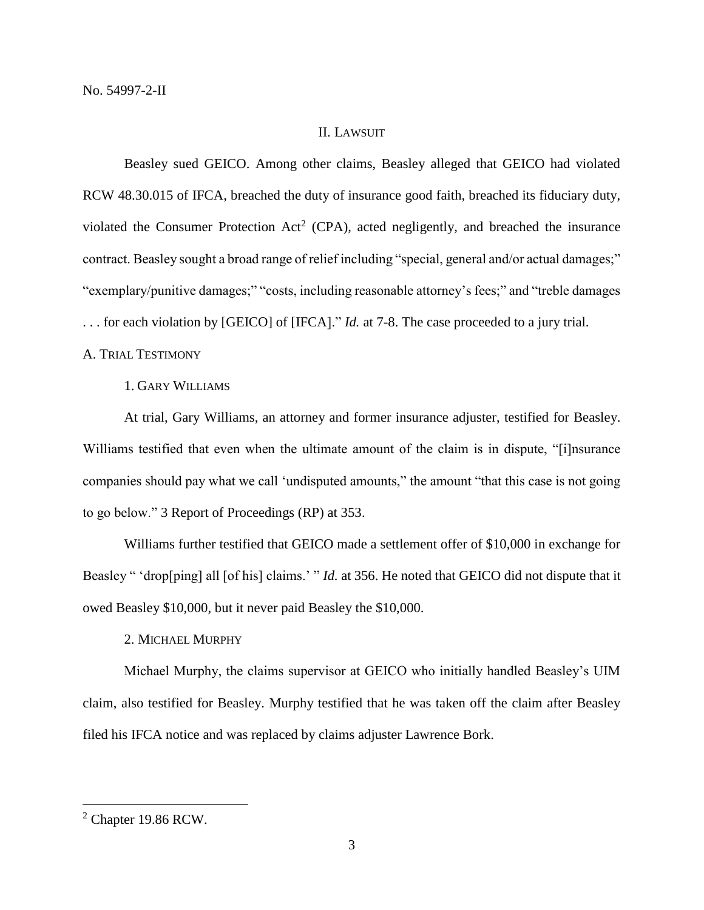## II. LAWSUIT

Beasley sued GEICO. Among other claims, Beasley alleged that GEICO had violated RCW 48.30.015 of IFCA, breached the duty of insurance good faith, breached its fiduciary duty, violated the Consumer Protection Act[2] (CPA), acted negligently, and breached the insurance contract. Beasley sought a broad range of relief including "special, general and/or actual damages;" "exemplary/punitive damages;" "costs, including reasonable attorney's fees;" and "treble damages . . . for each violation by [GEICO] of [IFCA]." *Id.* at 7-8. The case proceeded to a jury trial.

### A. TRIAL TESTIMONY

#### 1. GARY WILLIAMS

At trial, Gary Williams, an attorney and former insurance adjuster, testified for Beasley. Williams testified that even when the ultimate amount of the claim is in dispute, "[i]nsurance companies should pay what we call 'undisputed amounts," the amount "that this case is not going to go below." 3 Report of Proceedings (RP) at 353.

Williams further testified that GEICO made a settlement offer of $10,000 in exchange for Beasley " 'drop[ping] all [of his] claims.' " *Id.* at 356. He noted that GEICO did not dispute that it owed Beasley $10,000, but it never paid Beasley the $10,000.

#### 2. MICHAEL MURPHY

Michael Murphy, the claims supervisor at GEICO who initially handled Beasley's UIM claim, also testified for Beasley. Murphy testified that he was taken off the claim after Beasley filed his IFCA notice and was replaced by claims adjuster Lawrence Bork.

---

[2] Chapter 19.86 RCW.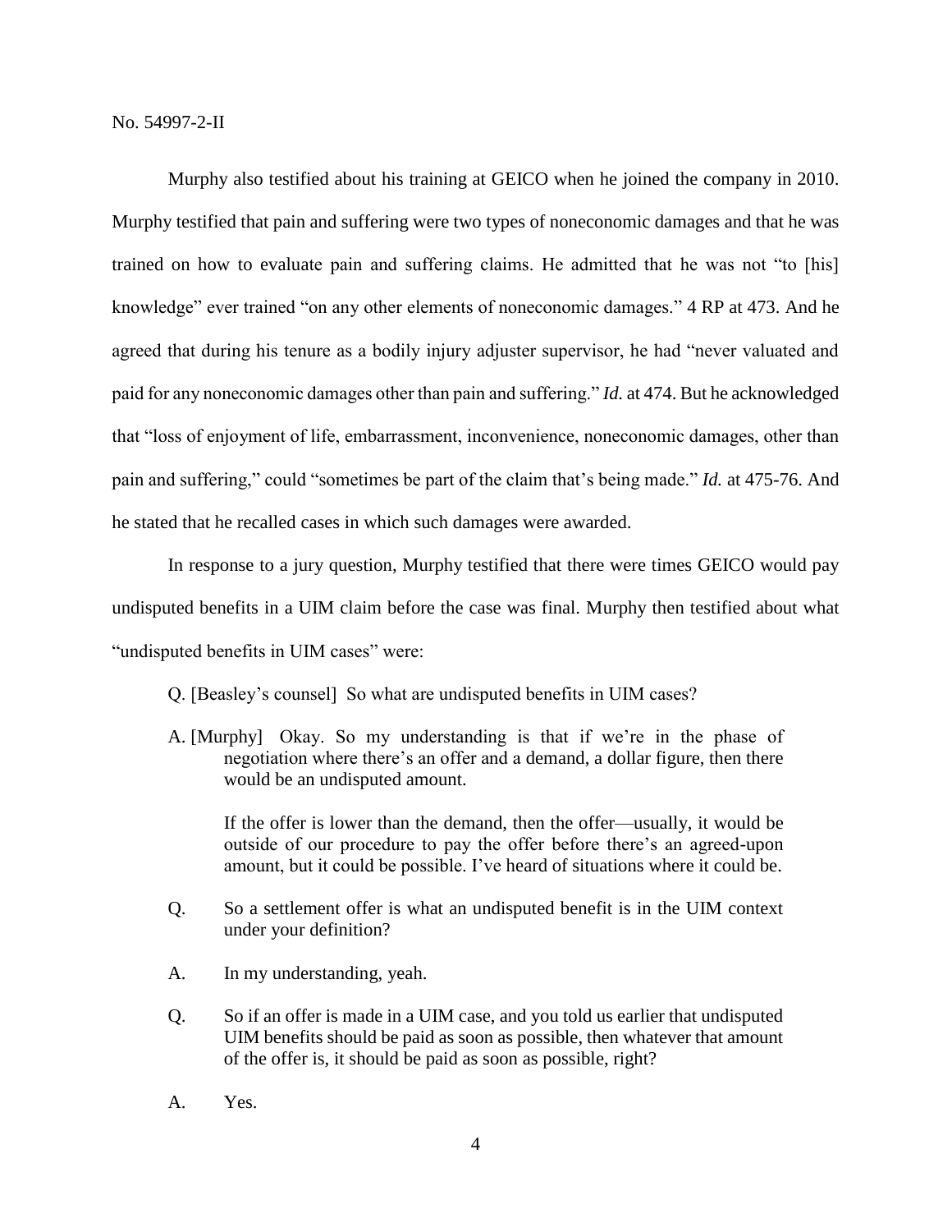Murphy also testified about his training at GEICO when he joined the company in 2010. Murphy testified that pain and suffering were two types of noneconomic damages and that he was trained on how to evaluate pain and suffering claims. He admitted that he was not "to [his] knowledge" ever trained "on any other elements of noneconomic damages." 4 RP at 473. And he agreed that during his tenure as a bodily injury adjuster supervisor, he had "never valuated and paid for any noneconomic damages other than pain and suffering." *Id.* at 474. But he acknowledged that "loss of enjoyment of life, embarrassment, inconvenience, noneconomic damages, other than pain and suffering," could "sometimes be part of the claim that's being made." *Id.* at 475-76. And he stated that he recalled cases in which such damages were awarded.

In response to a jury question, Murphy testified that there were times GEICO would pay undisputed benefits in a UIM claim before the case was final. Murphy then testified about what "undisputed benefits in UIM cases" were:

> Q. [Beasley's counsel] So what are undisputed benefits in UIM cases?
>
> A. [Murphy] Okay. So my understanding is that if we're in the phase of negotiation where there's an offer and a demand, a dollar figure, then there would be an undisputed amount.
>
> If the offer is lower than the demand, then the offer—usually, it would be outside of our procedure to pay the offer before there's an agreed-upon amount, but it could be possible. I've heard of situations where it could be.
>
> Q. So a settlement offer is what an undisputed benefit is in the UIM context under your definition?
>
> A. In my understanding, yeah.
>
> Q. So if an offer is made in a UIM case, and you told us earlier that undisputed UIM benefits should be paid as soon as possible, then whatever that amount of the offer is, it should be paid as soon as possible, right?
>
> A. Yes.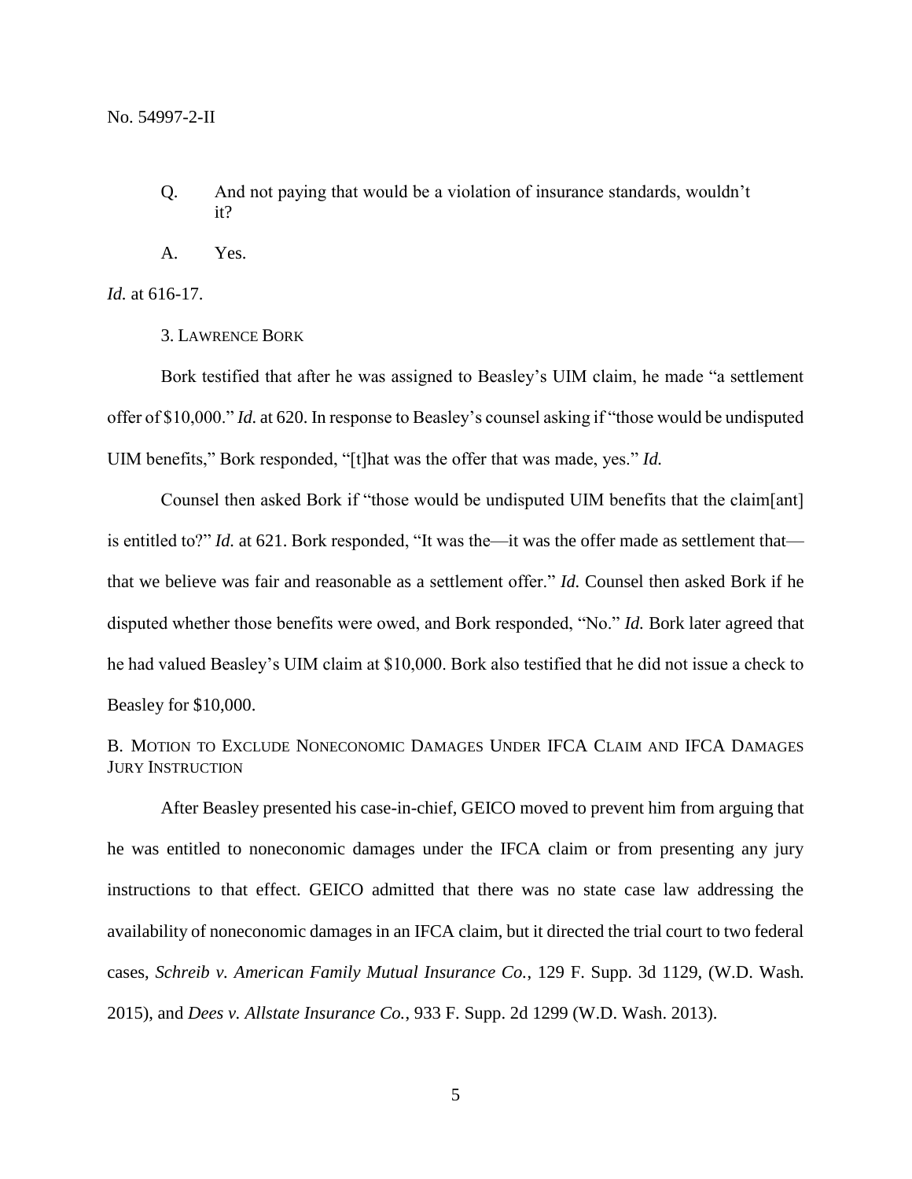Q. And not paying that would be a violation of insurance standards, wouldn't it?

A. Yes.

*Id.* at 616-17.

3. LAWRENCE BORK

Bork testified that after he was assigned to Beasley's UIM claim, he made "a settlement offer of $10,000." *Id.* at 620. In response to Beasley's counsel asking if "those would be undisputed UIM benefits," Bork responded, "[t]hat was the offer that was made, yes." *Id.*

Counsel then asked Bork if "those would be undisputed UIM benefits that the claim[ant] is entitled to?" *Id.* at 621. Bork responded, "It was the—it was the offer made as settlement that—that we believe was fair and reasonable as a settlement offer." *Id.* Counsel then asked Bork if he disputed whether those benefits were owed, and Bork responded, "No." *Id.* Bork later agreed that he had valued Beasley's UIM claim at $10,000. Bork also testified that he did not issue a check to Beasley for $10,000.

B. MOTION TO EXCLUDE NONECONOMIC DAMAGES UNDER IFCA CLAIM AND IFCA DAMAGES JURY INSTRUCTION

After Beasley presented his case-in-chief, GEICO moved to prevent him from arguing that he was entitled to noneconomic damages under the IFCA claim or from presenting any jury instructions to that effect. GEICO admitted that there was no state case law addressing the availability of noneconomic damages in an IFCA claim, but it directed the trial court to two federal cases, *Schreib v. American Family Mutual Insurance Co.*, 129 F. Supp. 3d 1129, (W.D. Wash. 2015), and *Dees v. Allstate Insurance Co.*, 933 F. Supp. 2d 1299 (W.D. Wash. 2013).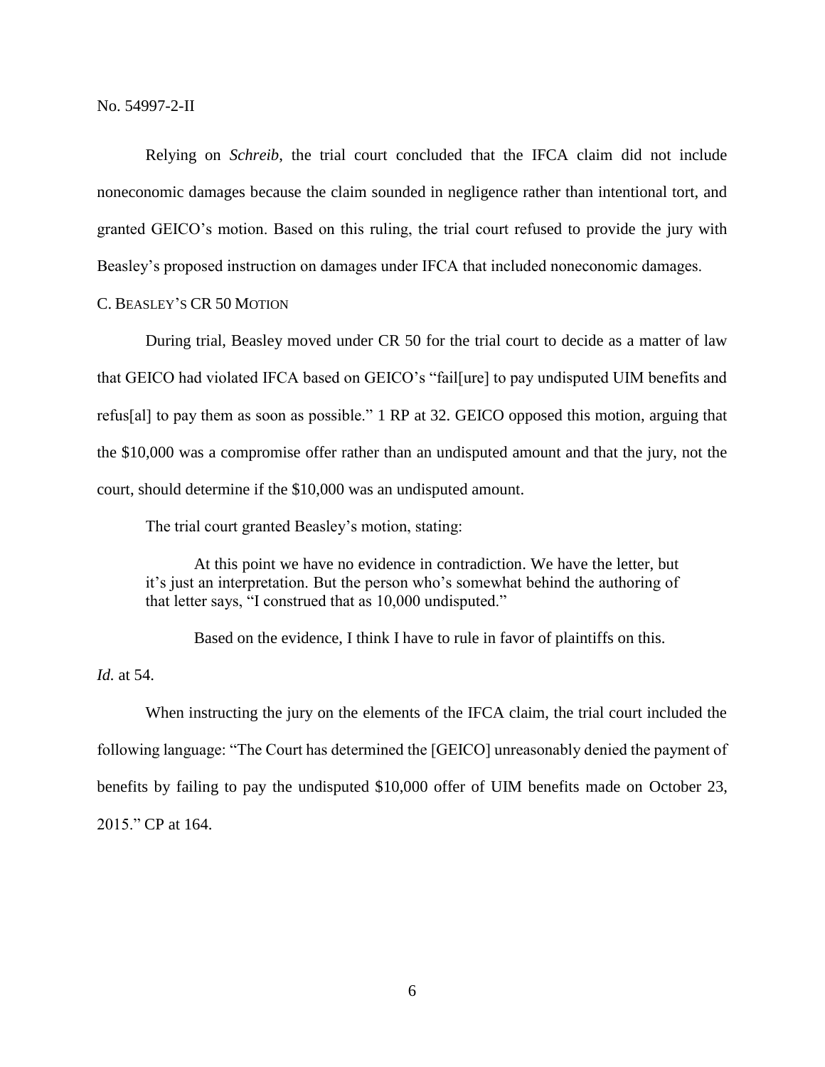No. 54997-2-II

Relying on *Schreib*, the trial court concluded that the IFCA claim did not include noneconomic damages because the claim sounded in negligence rather than intentional tort, and granted GEICO's motion. Based on this ruling, the trial court refused to provide the jury with Beasley's proposed instruction on damages under IFCA that included noneconomic damages.

C. BEASLEY'S CR 50 MOTION

During trial, Beasley moved under CR 50 for the trial court to decide as a matter of law that GEICO had violated IFCA based on GEICO's "fail[ure] to pay undisputed UIM benefits and refus[al] to pay them as soon as possible." 1 RP at 32. GEICO opposed this motion, arguing that the $10,000 was a compromise offer rather than an undisputed amount and that the jury, not the court, should determine if the $10,000 was an undisputed amount.

The trial court granted Beasley's motion, stating:

> At this point we have no evidence in contradiction. We have the letter, but it's just an interpretation. But the person who's somewhat behind the authoring of that letter says, "I construed that as 10,000 undisputed."
>
> Based on the evidence, I think I have to rule in favor of plaintiffs on this.

*Id.* at 54.

When instructing the jury on the elements of the IFCA claim, the trial court included the following language: "The Court has determined the [GEICO] unreasonably denied the payment of benefits by failing to pay the undisputed $10,000 offer of UIM benefits made on October 23, 2015." CP at 164.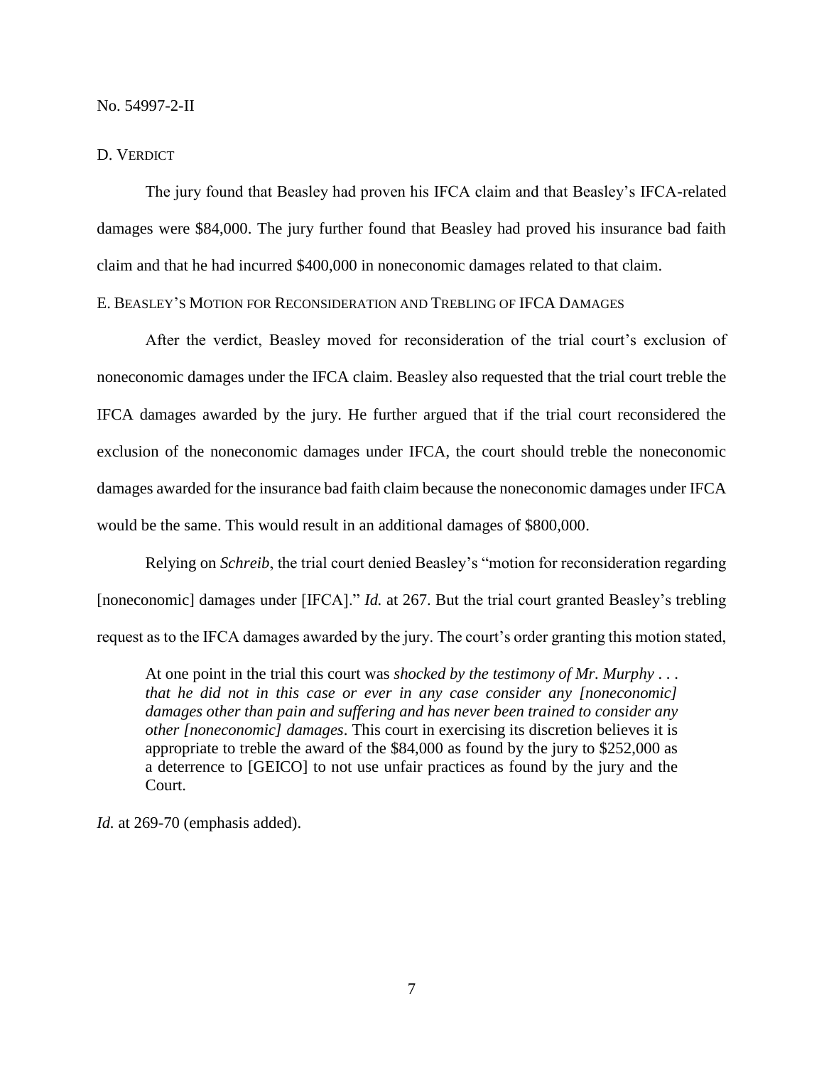D. VERDICT

The jury found that Beasley had proven his IFCA claim and that Beasley's IFCA-related damages were $84,000. The jury further found that Beasley had proved his insurance bad faith claim and that he had incurred $400,000 in noneconomic damages related to that claim.

E. BEASLEY'S MOTION FOR RECONSIDERATION AND TREBLING OF IFCA DAMAGES

After the verdict, Beasley moved for reconsideration of the trial court's exclusion of noneconomic damages under the IFCA claim. Beasley also requested that the trial court treble the IFCA damages awarded by the jury. He further argued that if the trial court reconsidered the exclusion of the noneconomic damages under IFCA, the court should treble the noneconomic damages awarded for the insurance bad faith claim because the noneconomic damages under IFCA would be the same. This would result in an additional damages of $800,000.

Relying on *Schreib*, the trial court denied Beasley's "motion for reconsideration regarding [noneconomic] damages under [IFCA]." *Id.* at 267. But the trial court granted Beasley's trebling request as to the IFCA damages awarded by the jury. The court's order granting this motion stated,

> At one point in the trial this court was *shocked by the testimony of Mr. Murphy . . . that he did not in this case or ever in any case consider any [noneconomic] damages other than pain and suffering and has never been trained to consider any other [noneconomic] damages*. This court in exercising its discretion believes it is appropriate to treble the award of the $84,000 as found by the jury to $252,000 as a deterrence to [GEICO] to not use unfair practices as found by the jury and the Court.

*Id.* at 269-70 (emphasis added).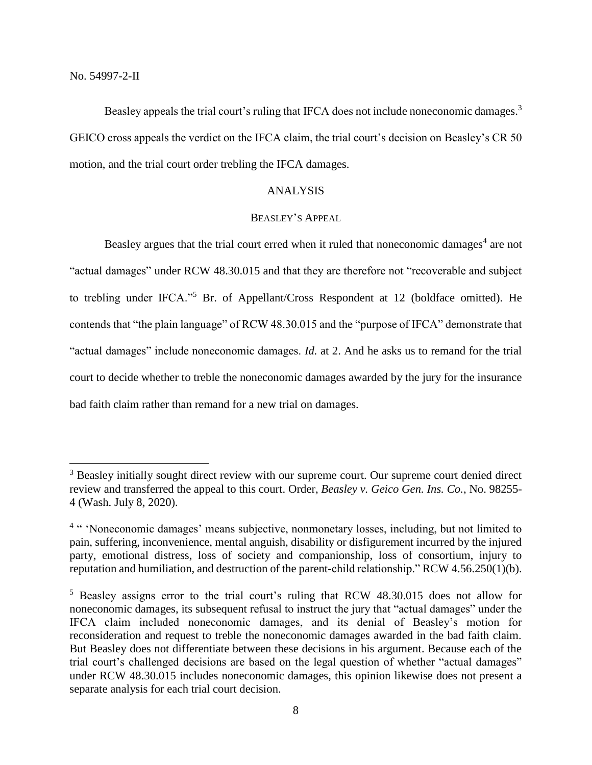Beasley appeals the trial court's ruling that IFCA does not include noneconomic damages.[3] GEICO cross appeals the verdict on the IFCA claim, the trial court's decision on Beasley's CR 50 motion, and the trial court order trebling the IFCA damages.

## ANALYSIS

### BEASLEY'S APPEAL

Beasley argues that the trial court erred when it ruled that noneconomic damages[4] are not "actual damages" under RCW 48.30.015 and that they are therefore not "recoverable and subject to trebling under IFCA."[5] Br. of Appellant/Cross Respondent at 12 (boldface omitted). He contends that "the plain language" of RCW 48.30.015 and the "purpose of IFCA" demonstrate that "actual damages" include noneconomic damages. *Id.* at 2. And he asks us to remand for the trial court to decide whether to treble the noneconomic damages awarded by the jury for the insurance bad faith claim rather than remand for a new trial on damages.

---

[3] Beasley initially sought direct review with our supreme court. Our supreme court denied direct review and transferred the appeal to this court. Order, *Beasley v. Geico Gen. Ins. Co.*, No. 98255-4 (Wash. July 8, 2020).

[4] " 'Noneconomic damages' means subjective, nonmonetary losses, including, but not limited to pain, suffering, inconvenience, mental anguish, disability or disfigurement incurred by the injured party, emotional distress, loss of society and companionship, loss of consortium, injury to reputation and humiliation, and destruction of the parent-child relationship." RCW 4.56.250(1)(b).

[5] Beasley assigns error to the trial court's ruling that RCW 48.30.015 does not allow for noneconomic damages, its subsequent refusal to instruct the jury that "actual damages" under the IFCA claim included noneconomic damages, and its denial of Beasley's motion for reconsideration and request to treble the noneconomic damages awarded in the bad faith claim. But Beasley does not differentiate between these decisions in his argument. Because each of the trial court's challenged decisions are based on the legal question of whether "actual damages" under RCW 48.30.015 includes noneconomic damages, this opinion likewise does not present a separate analysis for each trial court decision.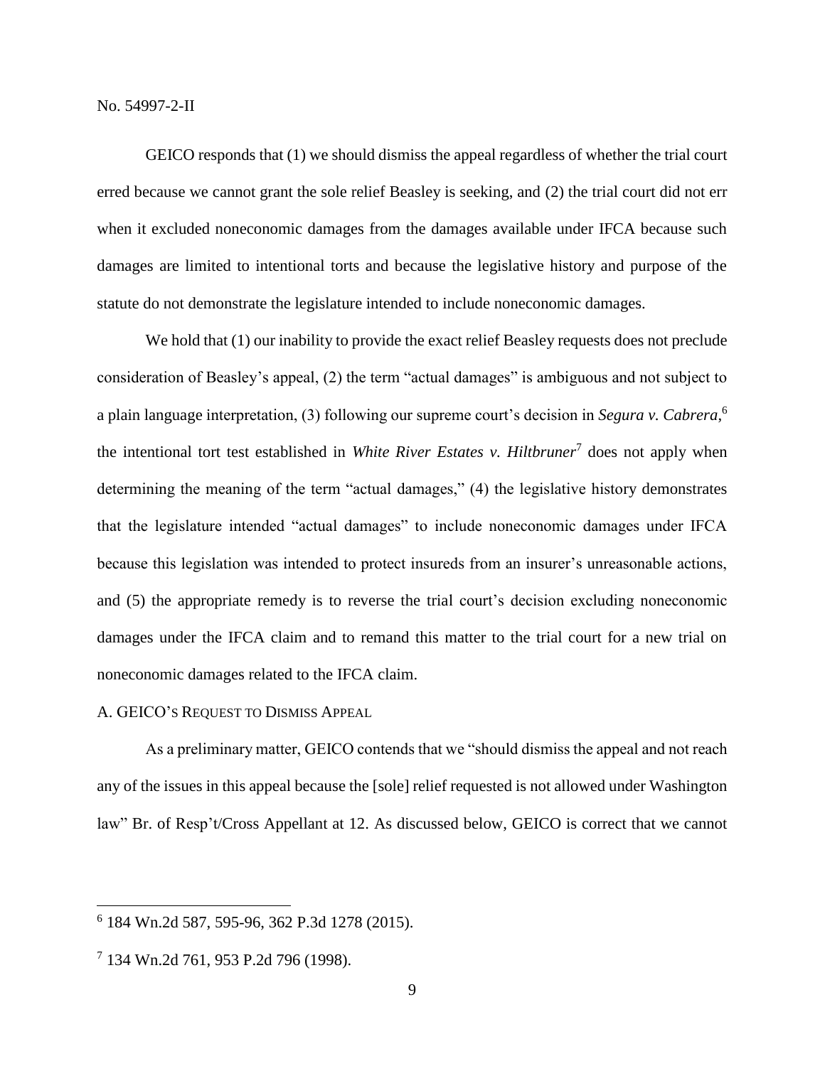GEICO responds that (1) we should dismiss the appeal regardless of whether the trial court erred because we cannot grant the sole relief Beasley is seeking, and (2) the trial court did not err when it excluded noneconomic damages from the damages available under IFCA because such damages are limited to intentional torts and because the legislative history and purpose of the statute do not demonstrate the legislature intended to include noneconomic damages.

We hold that (1) our inability to provide the exact relief Beasley requests does not preclude consideration of Beasley's appeal, (2) the term "actual damages" is ambiguous and not subject to a plain language interpretation, (3) following our supreme court's decision in *Segura v. Cabrera*,[6] the intentional tort test established in *White River Estates v. Hiltbruner*[7] does not apply when determining the meaning of the term "actual damages," (4) the legislative history demonstrates that the legislature intended "actual damages" to include noneconomic damages under IFCA because this legislation was intended to protect insureds from an insurer's unreasonable actions, and (5) the appropriate remedy is to reverse the trial court's decision excluding noneconomic damages under the IFCA claim and to remand this matter to the trial court for a new trial on noneconomic damages related to the IFCA claim.

### A. GEICO's Request to Dismiss Appeal

As a preliminary matter, GEICO contends that we "should dismiss the appeal and not reach any of the issues in this appeal because the [sole] relief requested is not allowed under Washington law" Br. of Resp't/Cross Appellant at 12. As discussed below, GEICO is correct that we cannot

---

[6] 184 Wn.2d 587, 595-96, 362 P.3d 1278 (2015).

[7] 134 Wn.2d 761, 953 P.2d 796 (1998).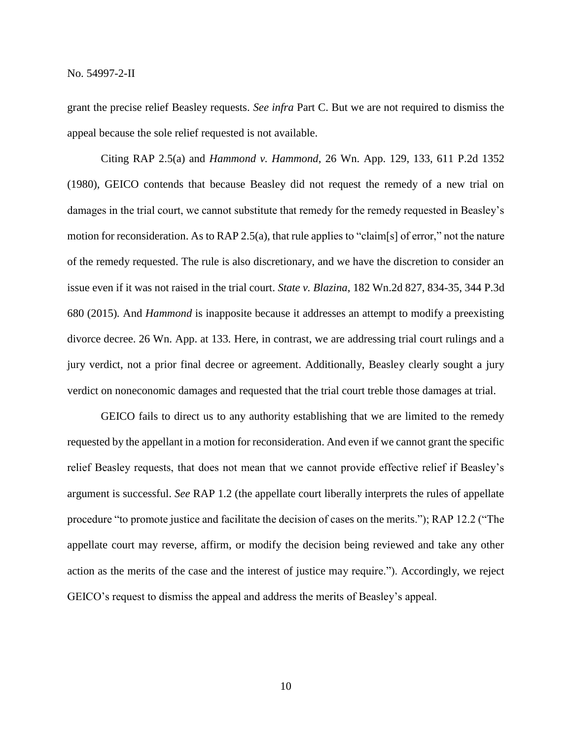grant the precise relief Beasley requests. *See infra* Part C. But we are not required to dismiss the appeal because the sole relief requested is not available.

Citing RAP 2.5(a) and *Hammond v. Hammond*, 26 Wn. App. 129, 133, 611 P.2d 1352 (1980), GEICO contends that because Beasley did not request the remedy of a new trial on damages in the trial court, we cannot substitute that remedy for the remedy requested in Beasley's motion for reconsideration. As to RAP 2.5(a), that rule applies to "claim[s] of error," not the nature of the remedy requested. The rule is also discretionary, and we have the discretion to consider an issue even if it was not raised in the trial court. *State v. Blazina*, 182 Wn.2d 827, 834-35, 344 P.3d 680 (2015). And *Hammond* is inapposite because it addresses an attempt to modify a preexisting divorce decree. 26 Wn. App. at 133. Here, in contrast, we are addressing trial court rulings and a jury verdict, not a prior final decree or agreement. Additionally, Beasley clearly sought a jury verdict on noneconomic damages and requested that the trial court treble those damages at trial.

GEICO fails to direct us to any authority establishing that we are limited to the remedy requested by the appellant in a motion for reconsideration. And even if we cannot grant the specific relief Beasley requests, that does not mean that we cannot provide effective relief if Beasley's argument is successful. *See* RAP 1.2 (the appellate court liberally interprets the rules of appellate procedure "to promote justice and facilitate the decision of cases on the merits."); RAP 12.2 ("The appellate court may reverse, affirm, or modify the decision being reviewed and take any other action as the merits of the case and the interest of justice may require."). Accordingly, we reject GEICO's request to dismiss the appeal and address the merits of Beasley's appeal.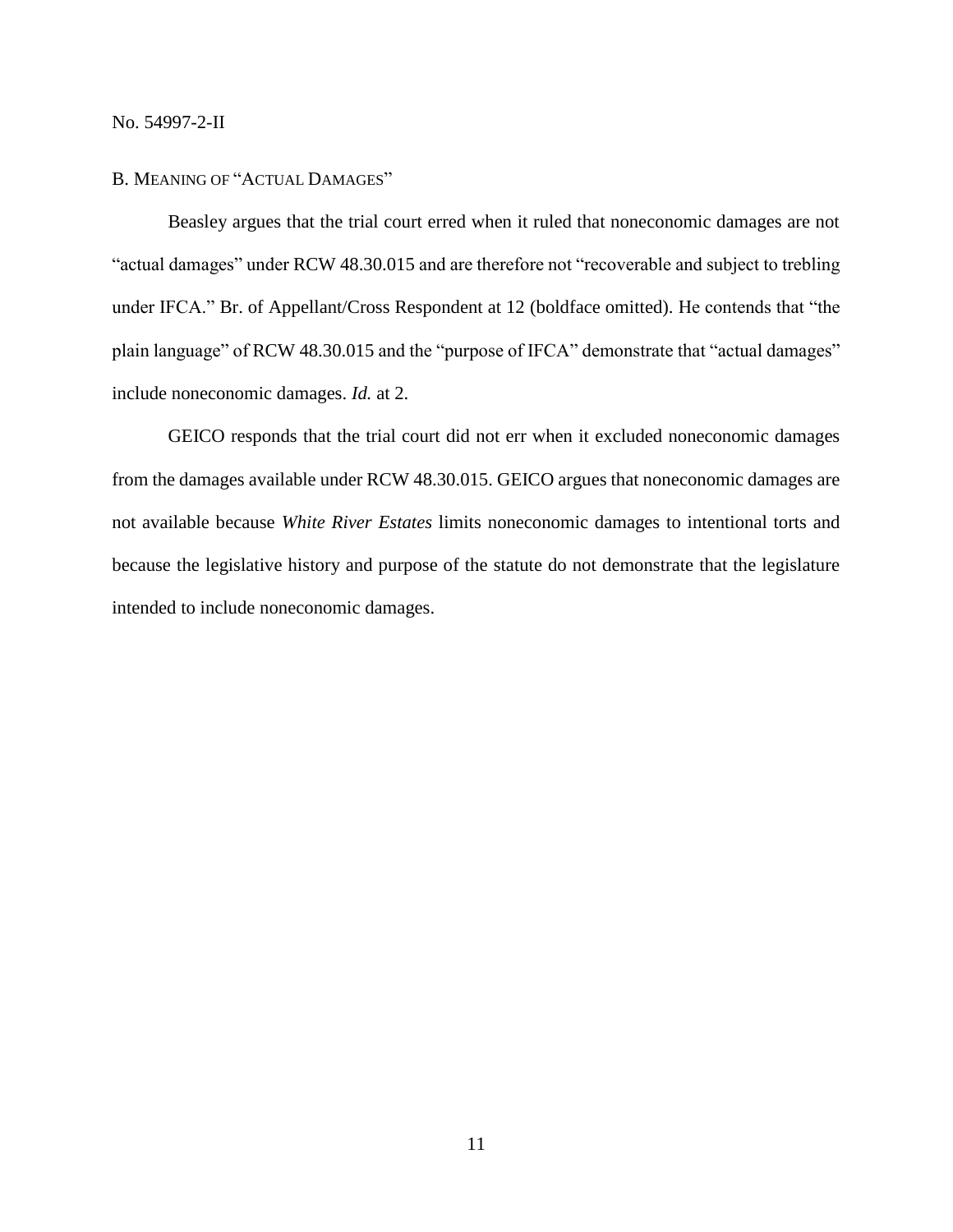No. 54997-2-II

### B. Meaning of "Actual Damages"

Beasley argues that the trial court erred when it ruled that noneconomic damages are not "actual damages" under RCW 48.30.015 and are therefore not "recoverable and subject to trebling under IFCA." Br. of Appellant/Cross Respondent at 12 (boldface omitted). He contends that "the plain language" of RCW 48.30.015 and the "purpose of IFCA" demonstrate that "actual damages" include noneconomic damages. *Id.* at 2.

GEICO responds that the trial court did not err when it excluded noneconomic damages from the damages available under RCW 48.30.015. GEICO argues that noneconomic damages are not available because *White River Estates* limits noneconomic damages to intentional torts and because the legislative history and purpose of the statute do not demonstrate that the legislature intended to include noneconomic damages.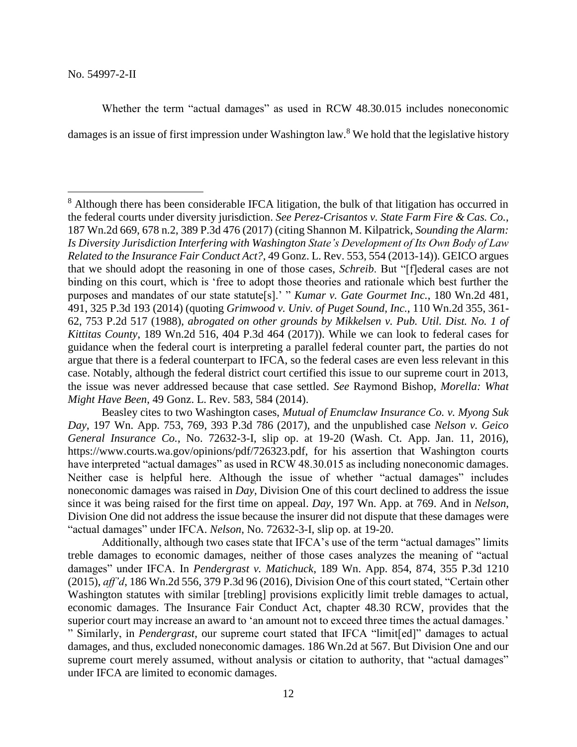Whether the term "actual damages" as used in RCW 48.30.015 includes noneconomic damages is an issue of first impression under Washington law.[8] We hold that the legislative history

---

[8] Although there has been considerable IFCA litigation, the bulk of that litigation has occurred in the federal courts under diversity jurisdiction. *See Perez-Crisantos v. State Farm Fire & Cas. Co.*, 187 Wn.2d 669, 678 n.2, 389 P.3d 476 (2017) (citing Shannon M. Kilpatrick, *Sounding the Alarm: Is Diversity Jurisdiction Interfering with Washington State's Development of Its Own Body of Law Related to the Insurance Fair Conduct Act?*, 49 Gonz. L. Rev. 553, 554 (2013-14)). GEICO argues that we should adopt the reasoning in one of those cases, *Schreib*. But "[f]ederal cases are not binding on this court, which is 'free to adopt those theories and rationale which best further the purposes and mandates of our state statute[s].' " *Kumar v. Gate Gourmet Inc.*, 180 Wn.2d 481, 491, 325 P.3d 193 (2014) (quoting *Grimwood v. Univ. of Puget Sound, Inc.*, 110 Wn.2d 355, 361-62, 753 P.2d 517 (1988), *abrogated on other grounds by Mikkelsen v. Pub. Util. Dist. No. 1 of Kittitas County*, 189 Wn.2d 516, 404 P.3d 464 (2017)). While we can look to federal cases for guidance when the federal court is interpreting a parallel federal counter part, the parties do not argue that there is a federal counterpart to IFCA, so the federal cases are even less relevant in this case. Notably, although the federal district court certified this issue to our supreme court in 2013, the issue was never addressed because that case settled. *See* Raymond Bishop, *Morella: What Might Have Been*, 49 Gonz. L. Rev. 583, 584 (2014).

Beasley cites to two Washington cases, *Mutual of Enumclaw Insurance Co. v. Myong Suk Day*, 197 Wn. App. 753, 769, 393 P.3d 786 (2017), and the unpublished case *Nelson v. Geico General Insurance Co.*, No. 72632-3-I, slip op. at 19-20 (Wash. Ct. App. Jan. 11, 2016), https://www.courts.wa.gov/opinions/pdf/726323.pdf, for his assertion that Washington courts have interpreted "actual damages" as used in RCW 48.30.015 as including noneconomic damages. Neither case is helpful here. Although the issue of whether "actual damages" includes noneconomic damages was raised in *Day*, Division One of this court declined to address the issue since it was being raised for the first time on appeal. *Day*, 197 Wn. App. at 769. And in *Nelson*, Division One did not address the issue because the insurer did not dispute that these damages were "actual damages" under IFCA. *Nelson*, No. 72632-3-I, slip op. at 19-20.

Additionally, although two cases state that IFCA's use of the term "actual damages" limits treble damages to economic damages, neither of those cases analyzes the meaning of "actual damages" under IFCA. In *Pendergrast v. Matichuck*, 189 Wn. App. 854, 874, 355 P.3d 1210 (2015), *aff'd*, 186 Wn.2d 556, 379 P.3d 96 (2016), Division One of this court stated, "Certain other Washington statutes with similar [trebling] provisions explicitly limit treble damages to actual, economic damages. The Insurance Fair Conduct Act, chapter 48.30 RCW, provides that the superior court may increase an award to 'an amount not to exceed three times the actual damages.' " Similarly, in *Pendergrast*, our supreme court stated that IFCA "limit[ed]" damages to actual damages, and thus, excluded noneconomic damages. 186 Wn.2d at 567. But Division One and our supreme court merely assumed, without analysis or citation to authority, that "actual damages" under IFCA are limited to economic damages.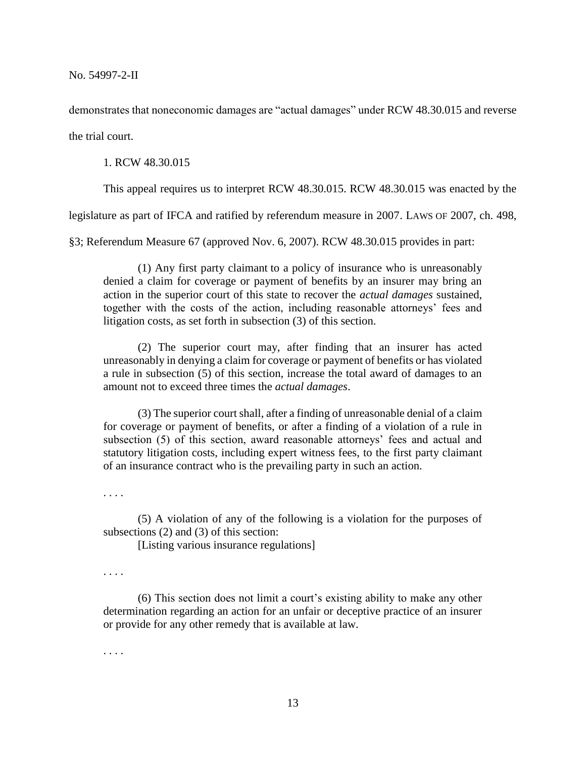demonstrates that noneconomic damages are "actual damages" under RCW 48.30.015 and reverse the trial court.

1. RCW 48.30.015

This appeal requires us to interpret RCW 48.30.015. RCW 48.30.015 was enacted by the legislature as part of IFCA and ratified by referendum measure in 2007. LAWS OF 2007, ch. 498, §3; Referendum Measure 67 (approved Nov. 6, 2007). RCW 48.30.015 provides in part:

> (1) Any first party claimant to a policy of insurance who is unreasonably denied a claim for coverage or payment of benefits by an insurer may bring an action in the superior court of this state to recover the *actual damages* sustained, together with the costs of the action, including reasonable attorneys' fees and litigation costs, as set forth in subsection (3) of this section.
>
> (2) The superior court may, after finding that an insurer has acted unreasonably in denying a claim for coverage or payment of benefits or has violated a rule in subsection (5) of this section, increase the total award of damages to an amount not to exceed three times the *actual damages*.
>
> (3) The superior court shall, after a finding of unreasonable denial of a claim for coverage or payment of benefits, or after a finding of a violation of a rule in subsection (5) of this section, award reasonable attorneys' fees and actual and statutory litigation costs, including expert witness fees, to the first party claimant of an insurance contract who is the prevailing party in such an action.
>
> . . . .
>
> (5) A violation of any of the following is a violation for the purposes of subsections (2) and (3) of this section:
>
> [Listing various insurance regulations]
>
> . . . .
>
> (6) This section does not limit a court's existing ability to make any other determination regarding an action for an unfair or deceptive practice of an insurer or provide for any other remedy that is available at law.
>
> . . . .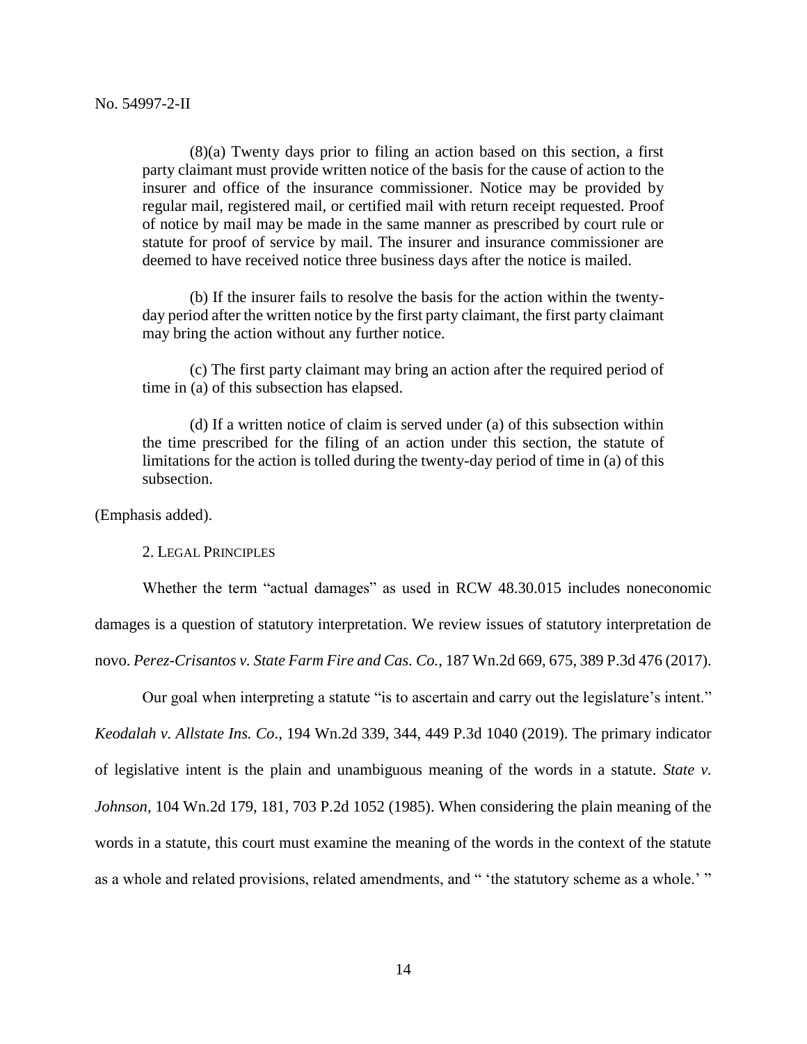(8)(a) Twenty days prior to filing an action based on this section, a first party claimant must provide written notice of the basis for the cause of action to the insurer and office of the insurance commissioner. Notice may be provided by regular mail, registered mail, or certified mail with return receipt requested. Proof of notice by mail may be made in the same manner as prescribed by court rule or statute for proof of service by mail. The insurer and insurance commissioner are deemed to have received notice three business days after the notice is mailed.

(b) If the insurer fails to resolve the basis for the action within the twenty-day period after the written notice by the first party claimant, the first party claimant may bring the action without any further notice.

(c) The first party claimant may bring an action after the required period of time in (a) of this subsection has elapsed.

(d) If a written notice of claim is served under (a) of this subsection within the time prescribed for the filing of an action under this section, the statute of limitations for the action is tolled during the twenty-day period of time in (a) of this subsection.

(Emphasis added).

2. Legal Principles

Whether the term "actual damages" as used in RCW 48.30.015 includes noneconomic damages is a question of statutory interpretation. We review issues of statutory interpretation de novo. *Perez-Crisantos v. State Farm Fire and Cas. Co.*, 187 Wn.2d 669, 675, 389 P.3d 476 (2017).

Our goal when interpreting a statute "is to ascertain and carry out the legislature's intent." *Keodalah v. Allstate Ins. Co*., 194 Wn.2d 339, 344, 449 P.3d 1040 (2019). The primary indicator of legislative intent is the plain and unambiguous meaning of the words in a statute. *State v. Johnson*, 104 Wn.2d 179, 181, 703 P.2d 1052 (1985). When considering the plain meaning of the words in a statute, this court must examine the meaning of the words in the context of the statute as a whole and related provisions, related amendments, and " 'the statutory scheme as a whole.' "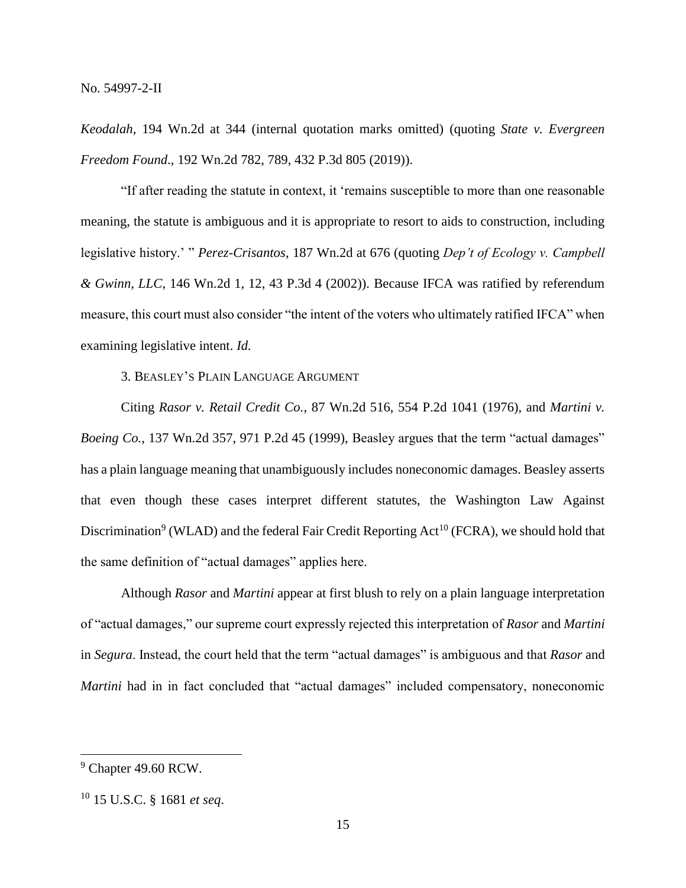*Keodalah*, 194 Wn.2d at 344 (internal quotation marks omitted) (quoting *State v. Evergreen Freedom Found*., 192 Wn.2d 782, 789, 432 P.3d 805 (2019)).

"If after reading the statute in context, it 'remains susceptible to more than one reasonable meaning, the statute is ambiguous and it is appropriate to resort to aids to construction, including legislative history.' " *Perez-Crisantos*, 187 Wn.2d at 676 (quoting *Dep't of Ecology v. Campbell & Gwinn, LLC*, 146 Wn.2d 1, 12, 43 P.3d 4 (2002)). Because IFCA was ratified by referendum measure, this court must also consider "the intent of the voters who ultimately ratified IFCA" when examining legislative intent. *Id.*

3. BEASLEY'S PLAIN LANGUAGE ARGUMENT

Citing *Rasor v. Retail Credit Co.*, 87 Wn.2d 516, 554 P.2d 1041 (1976), and *Martini v. Boeing Co.*, 137 Wn.2d 357, 971 P.2d 45 (1999), Beasley argues that the term "actual damages" has a plain language meaning that unambiguously includes noneconomic damages. Beasley asserts that even though these cases interpret different statutes, the Washington Law Against Discrimination[9] (WLAD) and the federal Fair Credit Reporting Act[10] (FCRA), we should hold that the same definition of "actual damages" applies here.

Although *Rasor* and *Martini* appear at first blush to rely on a plain language interpretation of "actual damages," our supreme court expressly rejected this interpretation of *Rasor* and *Martini* in *Segura*. Instead, the court held that the term "actual damages" is ambiguous and that *Rasor* and *Martini* had in in fact concluded that "actual damages" included compensatory, noneconomic

[9] Chapter 49.60 RCW.

[10] 15 U.S.C. § 1681 *et seq*.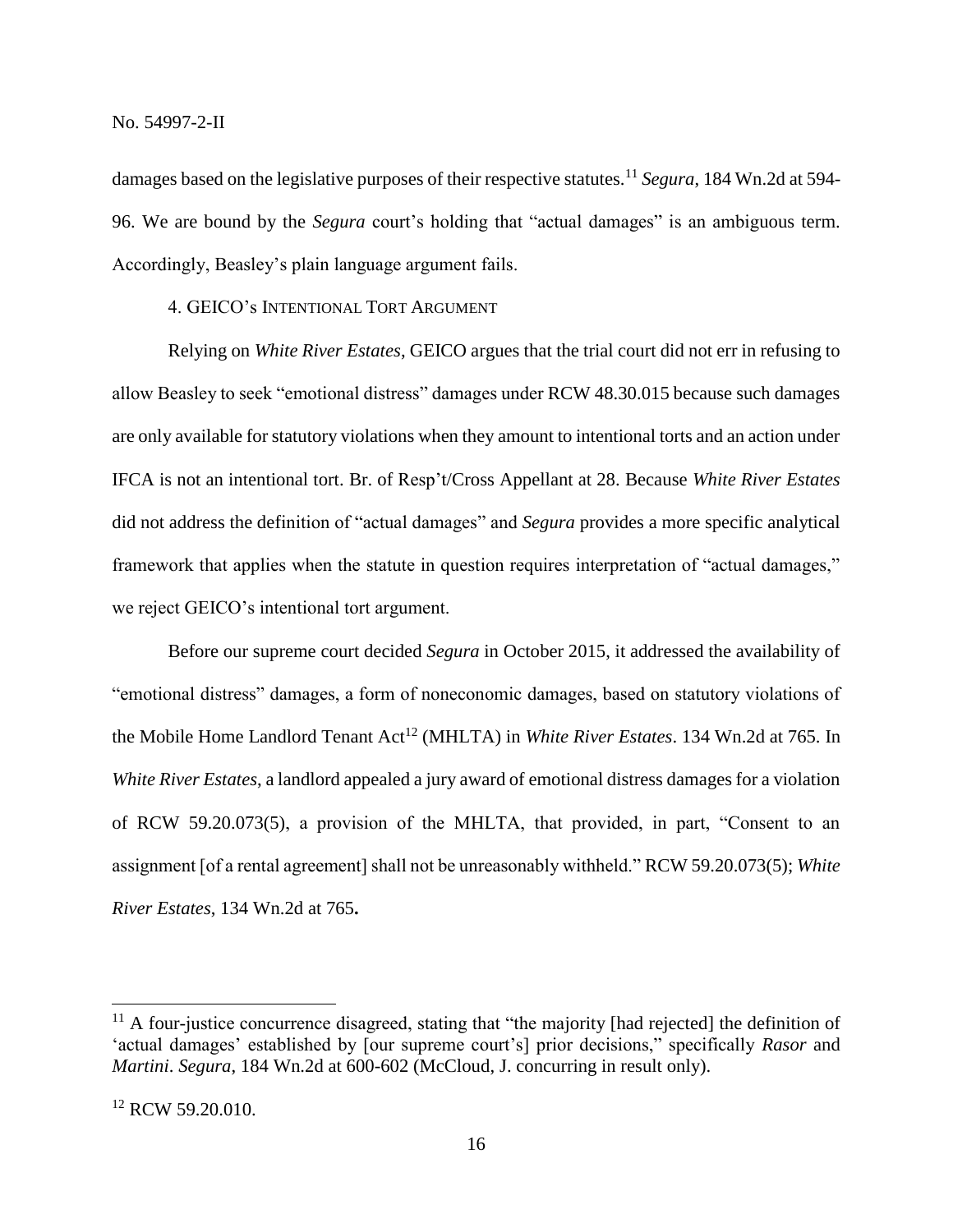damages based on the legislative purposes of their respective statutes.[11] *Segura*, 184 Wn.2d at 594-96. We are bound by the *Segura* court's holding that "actual damages" is an ambiguous term. Accordingly, Beasley's plain language argument fails.

4. GEICO's INTENTIONAL TORT ARGUMENT

Relying on *White River Estates*, GEICO argues that the trial court did not err in refusing to allow Beasley to seek "emotional distress" damages under RCW 48.30.015 because such damages are only available for statutory violations when they amount to intentional torts and an action under IFCA is not an intentional tort. Br. of Resp't/Cross Appellant at 28. Because *White River Estates* did not address the definition of "actual damages" and *Segura* provides a more specific analytical framework that applies when the statute in question requires interpretation of "actual damages," we reject GEICO's intentional tort argument.

Before our supreme court decided *Segura* in October 2015, it addressed the availability of "emotional distress" damages, a form of noneconomic damages, based on statutory violations of the Mobile Home Landlord Tenant Act[12] (MHLTA) in *White River Estates*. 134 Wn.2d at 765. In *White River Estates*, a landlord appealed a jury award of emotional distress damages for a violation of RCW 59.20.073(5), a provision of the MHLTA, that provided, in part, "Consent to an assignment [of a rental agreement] shall not be unreasonably withheld." RCW 59.20.073(5); *White River Estates*, 134 Wn.2d at 765**.**

---

[11] A four-justice concurrence disagreed, stating that "the majority [had rejected] the definition of 'actual damages' established by [our supreme court's] prior decisions," specifically *Rasor* and *Martini*. *Segura*, 184 Wn.2d at 600-602 (McCloud, J. concurring in result only).

[12] RCW 59.20.010.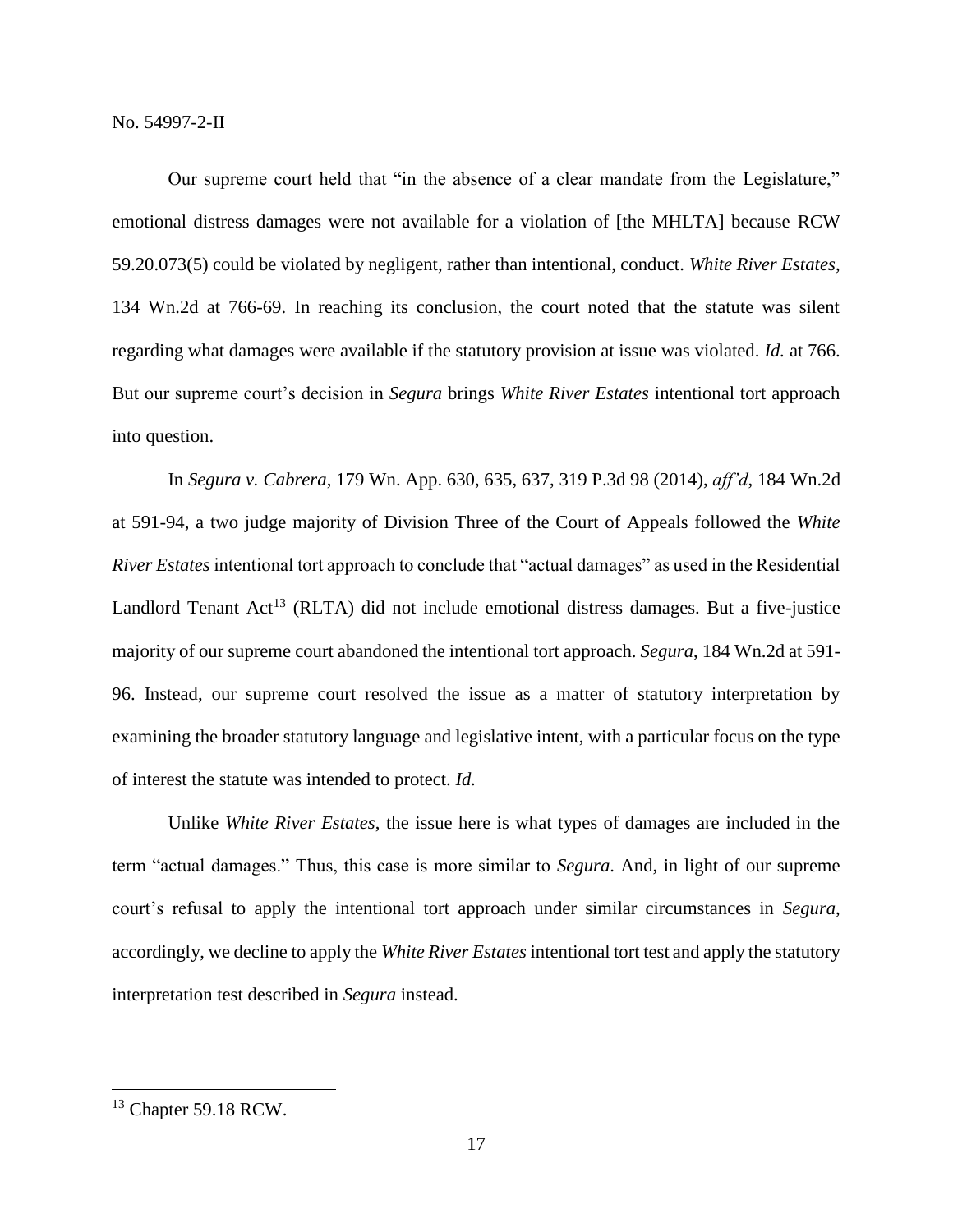Our supreme court held that "in the absence of a clear mandate from the Legislature," emotional distress damages were not available for a violation of [the MHLTA] because RCW 59.20.073(5) could be violated by negligent, rather than intentional, conduct. *White River Estates*, 134 Wn.2d at 766-69. In reaching its conclusion, the court noted that the statute was silent regarding what damages were available if the statutory provision at issue was violated. *Id.* at 766. But our supreme court's decision in *Segura* brings *White River Estates* intentional tort approach into question.

In *Segura v. Cabrera*, 179 Wn. App. 630, 635, 637, 319 P.3d 98 (2014), *aff'd*, 184 Wn.2d at 591-94, a two judge majority of Division Three of the Court of Appeals followed the *White River Estates* intentional tort approach to conclude that "actual damages" as used in the Residential Landlord Tenant Act[13] (RLTA) did not include emotional distress damages. But a five-justice majority of our supreme court abandoned the intentional tort approach. *Segura*, 184 Wn.2d at 591-96. Instead, our supreme court resolved the issue as a matter of statutory interpretation by examining the broader statutory language and legislative intent, with a particular focus on the type of interest the statute was intended to protect. *Id.*

Unlike *White River Estates*, the issue here is what types of damages are included in the term "actual damages." Thus, this case is more similar to *Segura*. And, in light of our supreme court's refusal to apply the intentional tort approach under similar circumstances in *Segura*, accordingly, we decline to apply the *White River Estates* intentional tort test and apply the statutory interpretation test described in *Segura* instead.

---

[13] Chapter 59.18 RCW.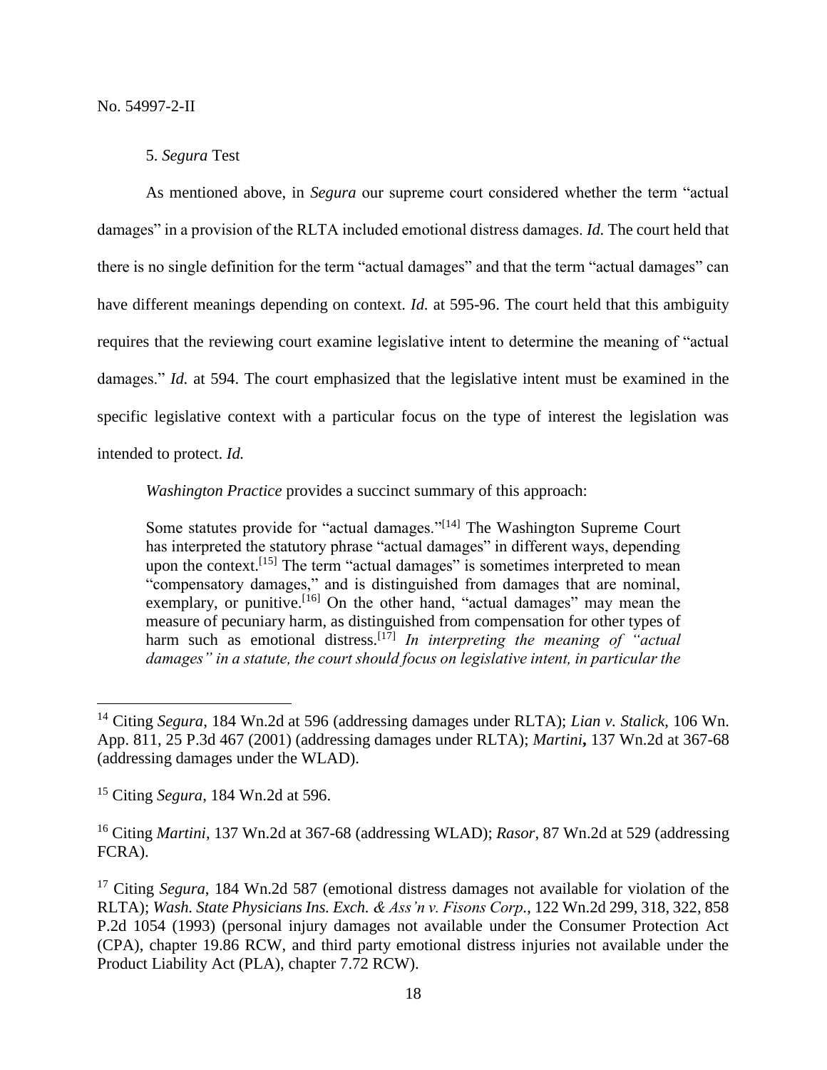5. *Segura* Test

As mentioned above, in *Segura* our supreme court considered whether the term "actual damages" in a provision of the RLTA included emotional distress damages. *Id.* The court held that there is no single definition for the term "actual damages" and that the term "actual damages" can have different meanings depending on context. *Id.* at 595-96. The court held that this ambiguity requires that the reviewing court examine legislative intent to determine the meaning of "actual damages." *Id.* at 594. The court emphasized that the legislative intent must be examined in the specific legislative context with a particular focus on the type of interest the legislation was intended to protect. *Id.*

*Washington Practice* provides a succinct summary of this approach:

> Some statutes provide for "actual damages."[14] The Washington Supreme Court has interpreted the statutory phrase "actual damages" in different ways, depending upon the context.[15] The term "actual damages" is sometimes interpreted to mean "compensatory damages," and is distinguished from damages that are nominal, exemplary, or punitive.[16] On the other hand, "actual damages" may mean the measure of pecuniary harm, as distinguished from compensation for other types of harm such as emotional distress.[17] *In interpreting the meaning of "actual damages" in a statute, the court should focus on legislative intent, in particular the*

---

[14] Citing *Segura*, 184 Wn.2d at 596 (addressing damages under RLTA); *Lian v. Stalick*, 106 Wn. App. 811, 25 P.3d 467 (2001) (addressing damages under RLTA); *Martini***,** 137 Wn.2d at 367-68 (addressing damages under the WLAD).

[15] Citing *Segura*, 184 Wn.2d at 596.

[16] Citing *Martini*, 137 Wn.2d at 367-68 (addressing WLAD); *Rasor*, 87 Wn.2d at 529 (addressing FCRA).

[17] Citing *Segura*, 184 Wn.2d 587 (emotional distress damages not available for violation of the RLTA); *Wash. State Physicians Ins. Exch. & Ass'n v. Fisons Corp.*, 122 Wn.2d 299, 318, 322, 858 P.2d 1054 (1993) (personal injury damages not available under the Consumer Protection Act (CPA), chapter 19.86 RCW, and third party emotional distress injuries not available under the Product Liability Act (PLA), chapter 7.72 RCW).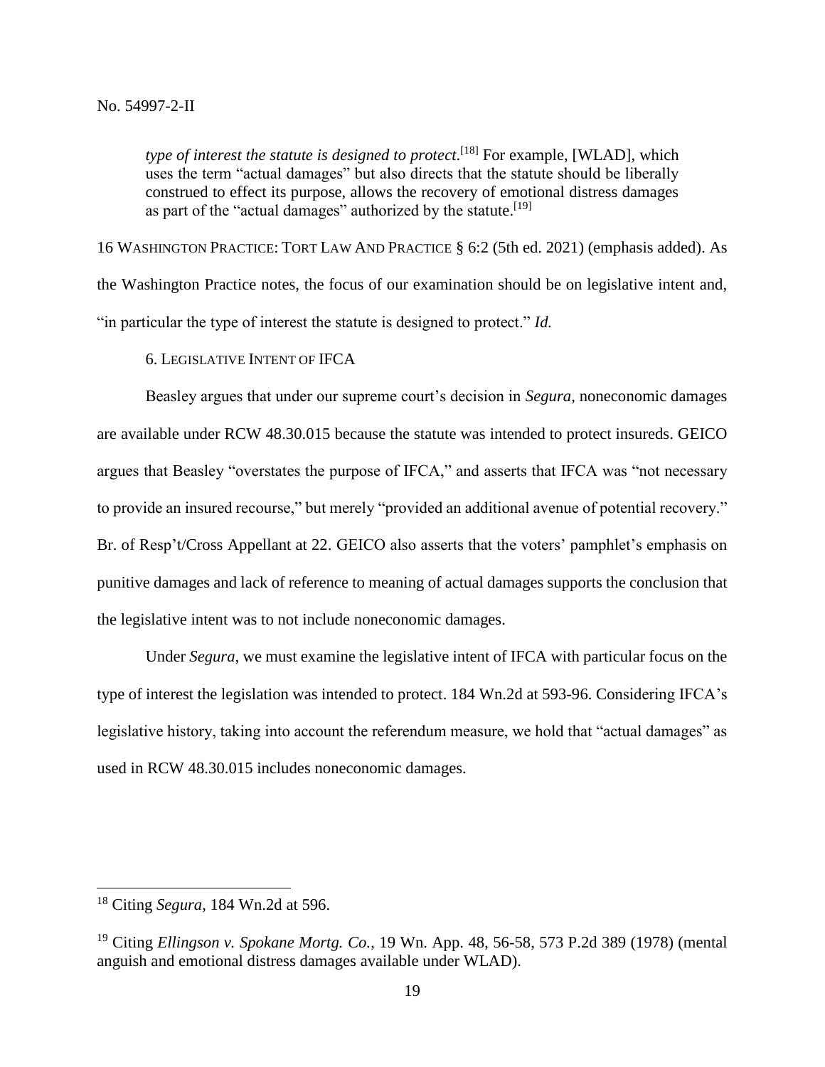> *type of interest the statute is designed to protect*.[18] For example, [WLAD], which uses the term "actual damages" but also directs that the statute should be liberally construed to effect its purpose, allows the recovery of emotional distress damages as part of the "actual damages" authorized by the statute.[19]

16 WASHINGTON PRACTICE: TORT LAW AND PRACTICE § 6:2 (5th ed. 2021) (emphasis added). As the Washington Practice notes, the focus of our examination should be on legislative intent and, "in particular the type of interest the statute is designed to protect." *Id.*

### 6. LEGISLATIVE INTENT OF IFCA

Beasley argues that under our supreme court's decision in *Segura*, noneconomic damages are available under RCW 48.30.015 because the statute was intended to protect insureds. GEICO argues that Beasley "overstates the purpose of IFCA," and asserts that IFCA was "not necessary to provide an insured recourse," but merely "provided an additional avenue of potential recovery." Br. of Resp't/Cross Appellant at 22. GEICO also asserts that the voters' pamphlet's emphasis on punitive damages and lack of reference to meaning of actual damages supports the conclusion that the legislative intent was to not include noneconomic damages.

Under *Segura*, we must examine the legislative intent of IFCA with particular focus on the type of interest the legislation was intended to protect. 184 Wn.2d at 593-96. Considering IFCA's legislative history, taking into account the referendum measure, we hold that "actual damages" as used in RCW 48.30.015 includes noneconomic damages.

---

[18] Citing *Segura*, 184 Wn.2d at 596.

[19] Citing *Ellingson v. Spokane Mortg. Co.*, 19 Wn. App. 48, 56-58, 573 P.2d 389 (1978) (mental anguish and emotional distress damages available under WLAD).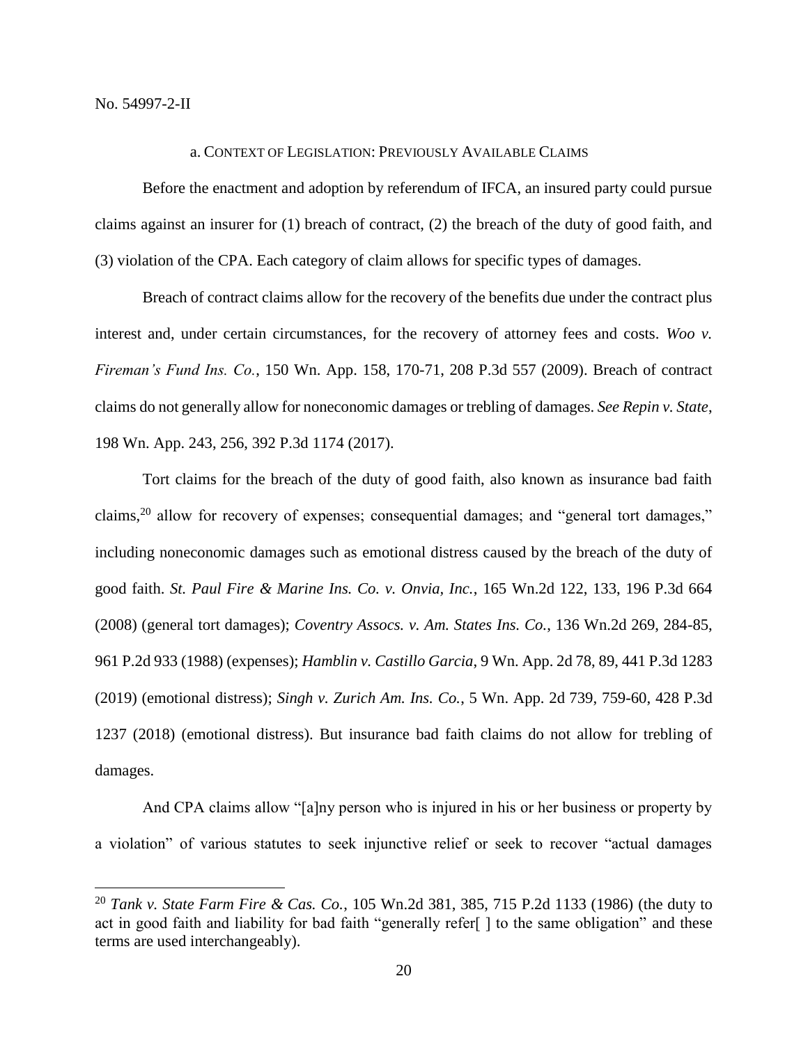No. 54997-2-II

### a. Context of Legislation: Previously Available Claims

Before the enactment and adoption by referendum of IFCA, an insured party could pursue claims against an insurer for (1) breach of contract, (2) the breach of the duty of good faith, and (3) violation of the CPA. Each category of claim allows for specific types of damages.

Breach of contract claims allow for the recovery of the benefits due under the contract plus interest and, under certain circumstances, for the recovery of attorney fees and costs. *Woo v. Fireman's Fund Ins. Co.*, 150 Wn. App. 158, 170-71, 208 P.3d 557 (2009). Breach of contract claims do not generally allow for noneconomic damages or trebling of damages. *See Repin v. State*, 198 Wn. App. 243, 256, 392 P.3d 1174 (2017).

Tort claims for the breach of the duty of good faith, also known as insurance bad faith claims,[20] allow for recovery of expenses; consequential damages; and "general tort damages," including noneconomic damages such as emotional distress caused by the breach of the duty of good faith. *St. Paul Fire & Marine Ins. Co. v. Onvia, Inc.*, 165 Wn.2d 122, 133, 196 P.3d 664 (2008) (general tort damages); *Coventry Assocs. v. Am. States Ins. Co.*, 136 Wn.2d 269, 284-85, 961 P.2d 933 (1988) (expenses); *Hamblin v. Castillo Garcia*, 9 Wn. App. 2d 78, 89, 441 P.3d 1283 (2019) (emotional distress); *Singh v. Zurich Am. Ins. Co.*, 5 Wn. App. 2d 739, 759-60, 428 P.3d 1237 (2018) (emotional distress). But insurance bad faith claims do not allow for trebling of damages.

And CPA claims allow "[a]ny person who is injured in his or her business or property by a violation" of various statutes to seek injunctive relief or seek to recover "actual damages

---

[20] *Tank v. State Farm Fire & Cas. Co.*, 105 Wn.2d 381, 385, 715 P.2d 1133 (1986) (the duty to act in good faith and liability for bad faith "generally refer[ ] to the same obligation" and these terms are used interchangeably).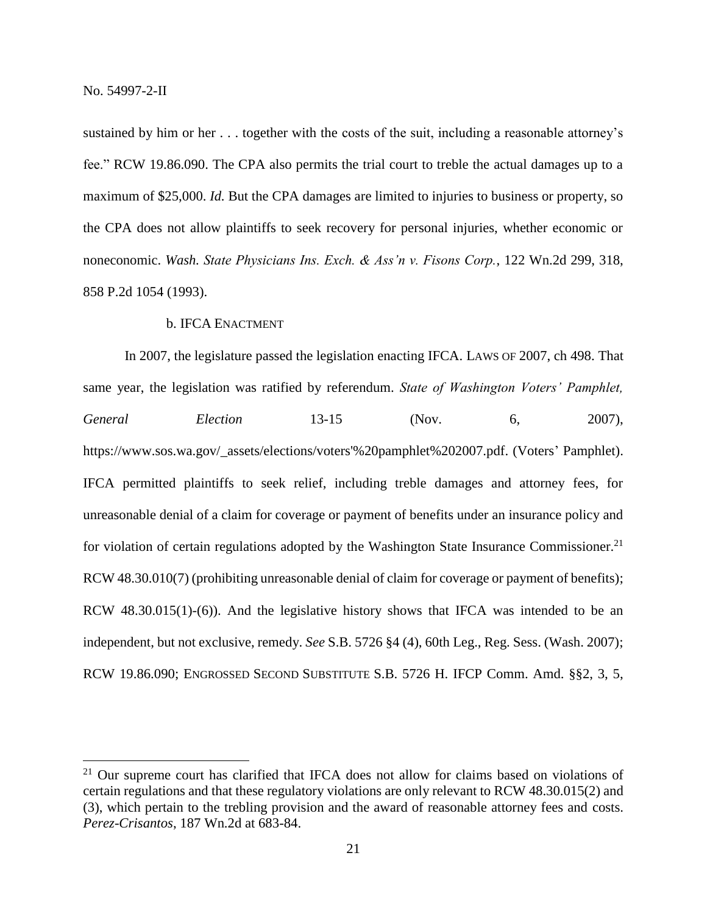sustained by him or her . . . together with the costs of the suit, including a reasonable attorney's fee." RCW 19.86.090. The CPA also permits the trial court to treble the actual damages up to a maximum of $25,000. *Id.* But the CPA damages are limited to injuries to business or property, so the CPA does not allow plaintiffs to seek recovery for personal injuries, whether economic or noneconomic. *Wash. State Physicians Ins. Exch. & Ass'n v. Fisons Corp.*, 122 Wn.2d 299, 318, 858 P.2d 1054 (1993).

b. IFCA ENACTMENT

In 2007, the legislature passed the legislation enacting IFCA. LAWS OF 2007, ch 498. That same year, the legislation was ratified by referendum. *State of Washington Voters' Pamphlet, General Election* 13-15 (Nov. 6, 2007), https://www.sos.wa.gov/_assets/elections/voters'%20pamphlet%202007.pdf. (Voters' Pamphlet). IFCA permitted plaintiffs to seek relief, including treble damages and attorney fees, for unreasonable denial of a claim for coverage or payment of benefits under an insurance policy and for violation of certain regulations adopted by the Washington State Insurance Commissioner.[21] RCW 48.30.010(7) (prohibiting unreasonable denial of claim for coverage or payment of benefits); RCW 48.30.015(1)-(6)). And the legislative history shows that IFCA was intended to be an independent, but not exclusive, remedy. *See* S.B. 5726 §4 (4), 60th Leg., Reg. Sess. (Wash. 2007); RCW 19.86.090; ENGROSSED SECOND SUBSTITUTE S.B. 5726 H. IFCP Comm. Amd. §§2, 3, 5,

[21] Our supreme court has clarified that IFCA does not allow for claims based on violations of certain regulations and that these regulatory violations are only relevant to RCW 48.30.015(2) and (3), which pertain to the trebling provision and the award of reasonable attorney fees and costs. *Perez-Crisantos*, 187 Wn.2d at 683-84.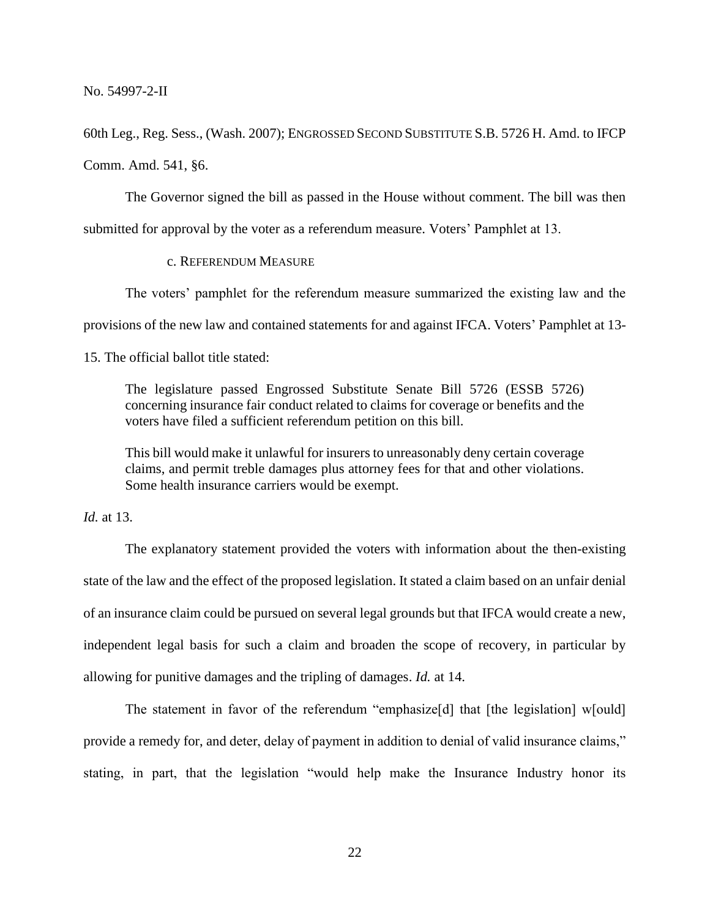60th Leg., Reg. Sess., (Wash. 2007); ENGROSSED SECOND SUBSTITUTE S.B. 5726 H. Amd. to IFCP Comm. Amd. 541, §6.

The Governor signed the bill as passed in the House without comment. The bill was then submitted for approval by the voter as a referendum measure. Voters' Pamphlet at 13.

c. REFERENDUM MEASURE

The voters' pamphlet for the referendum measure summarized the existing law and the provisions of the new law and contained statements for and against IFCA. Voters' Pamphlet at 13-15. The official ballot title stated:

> The legislature passed Engrossed Substitute Senate Bill 5726 (ESSB 5726) concerning insurance fair conduct related to claims for coverage or benefits and the voters have filed a sufficient referendum petition on this bill.
>
> This bill would make it unlawful for insurers to unreasonably deny certain coverage claims, and permit treble damages plus attorney fees for that and other violations. Some health insurance carriers would be exempt.

*Id.* at 13.

The explanatory statement provided the voters with information about the then-existing state of the law and the effect of the proposed legislation. It stated a claim based on an unfair denial of an insurance claim could be pursued on several legal grounds but that IFCA would create a new, independent legal basis for such a claim and broaden the scope of recovery, in particular by allowing for punitive damages and the tripling of damages. *Id.* at 14.

The statement in favor of the referendum "emphasize[d] that [the legislation] w[ould] provide a remedy for, and deter, delay of payment in addition to denial of valid insurance claims," stating, in part, that the legislation "would help make the Insurance Industry honor its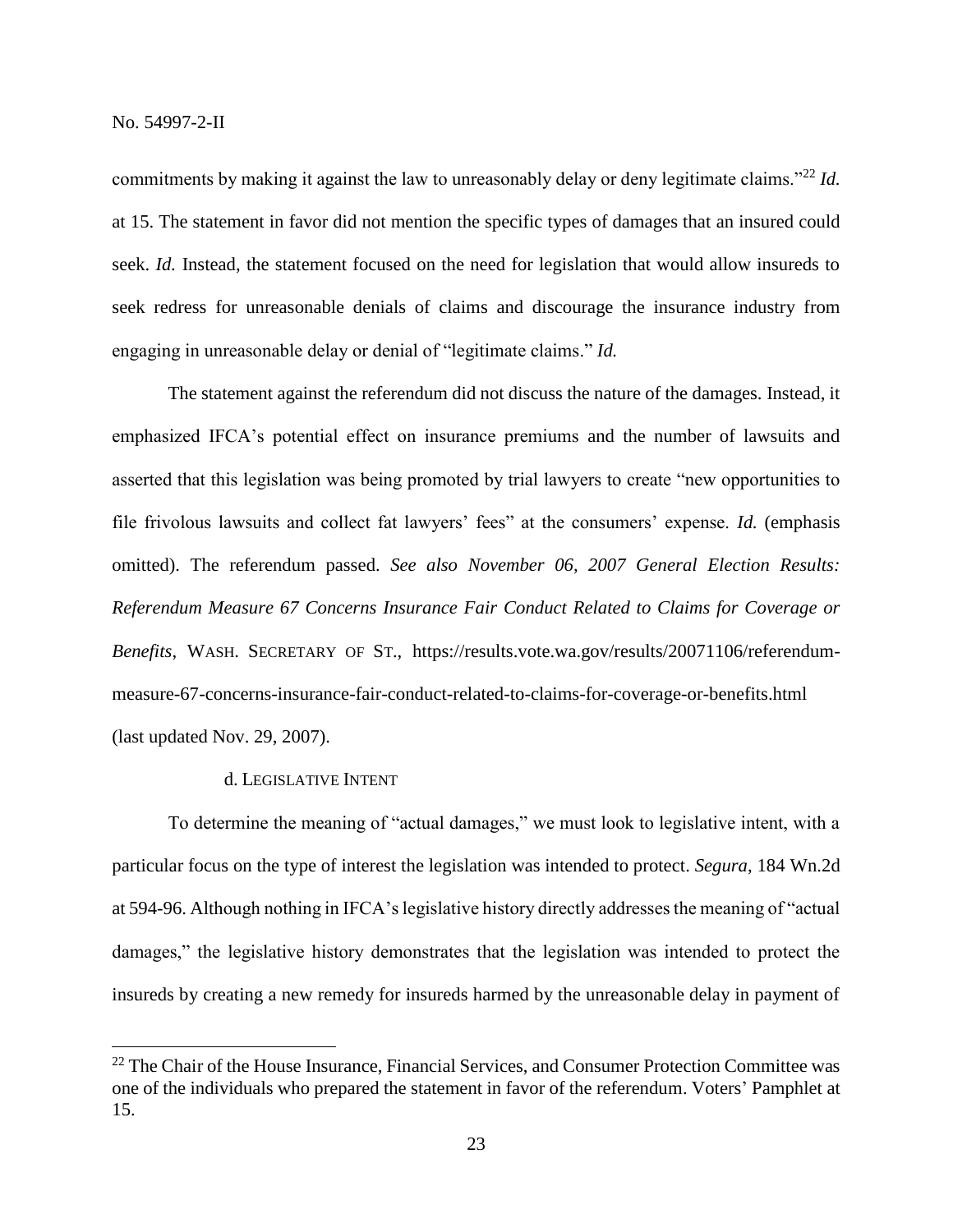commitments by making it against the law to unreasonably delay or deny legitimate claims."[22] *Id.* at 15. The statement in favor did not mention the specific types of damages that an insured could seek. *Id.* Instead, the statement focused on the need for legislation that would allow insureds to seek redress for unreasonable denials of claims and discourage the insurance industry from engaging in unreasonable delay or denial of "legitimate claims." *Id.*

The statement against the referendum did not discuss the nature of the damages. Instead, it emphasized IFCA's potential effect on insurance premiums and the number of lawsuits and asserted that this legislation was being promoted by trial lawyers to create "new opportunities to file frivolous lawsuits and collect fat lawyers' fees" at the consumers' expense. *Id.* (emphasis omitted). The referendum passed. *See also November 06, 2007 General Election Results: Referendum Measure 67 Concerns Insurance Fair Conduct Related to Claims for Coverage or Benefits*, WASH. SECRETARY OF ST., https://results.vote.wa.gov/results/20071106/referendum-measure-67-concerns-insurance-fair-conduct-related-to-claims-for-coverage-or-benefits.html (last updated Nov. 29, 2007).

#### d. LEGISLATIVE INTENT

To determine the meaning of "actual damages," we must look to legislative intent, with a particular focus on the type of interest the legislation was intended to protect. *Segura*, 184 Wn.2d at 594-96. Although nothing in IFCA's legislative history directly addresses the meaning of "actual damages," the legislative history demonstrates that the legislation was intended to protect the insureds by creating a new remedy for insureds harmed by the unreasonable delay in payment of

[22] The Chair of the House Insurance, Financial Services, and Consumer Protection Committee was one of the individuals who prepared the statement in favor of the referendum. Voters' Pamphlet at 15.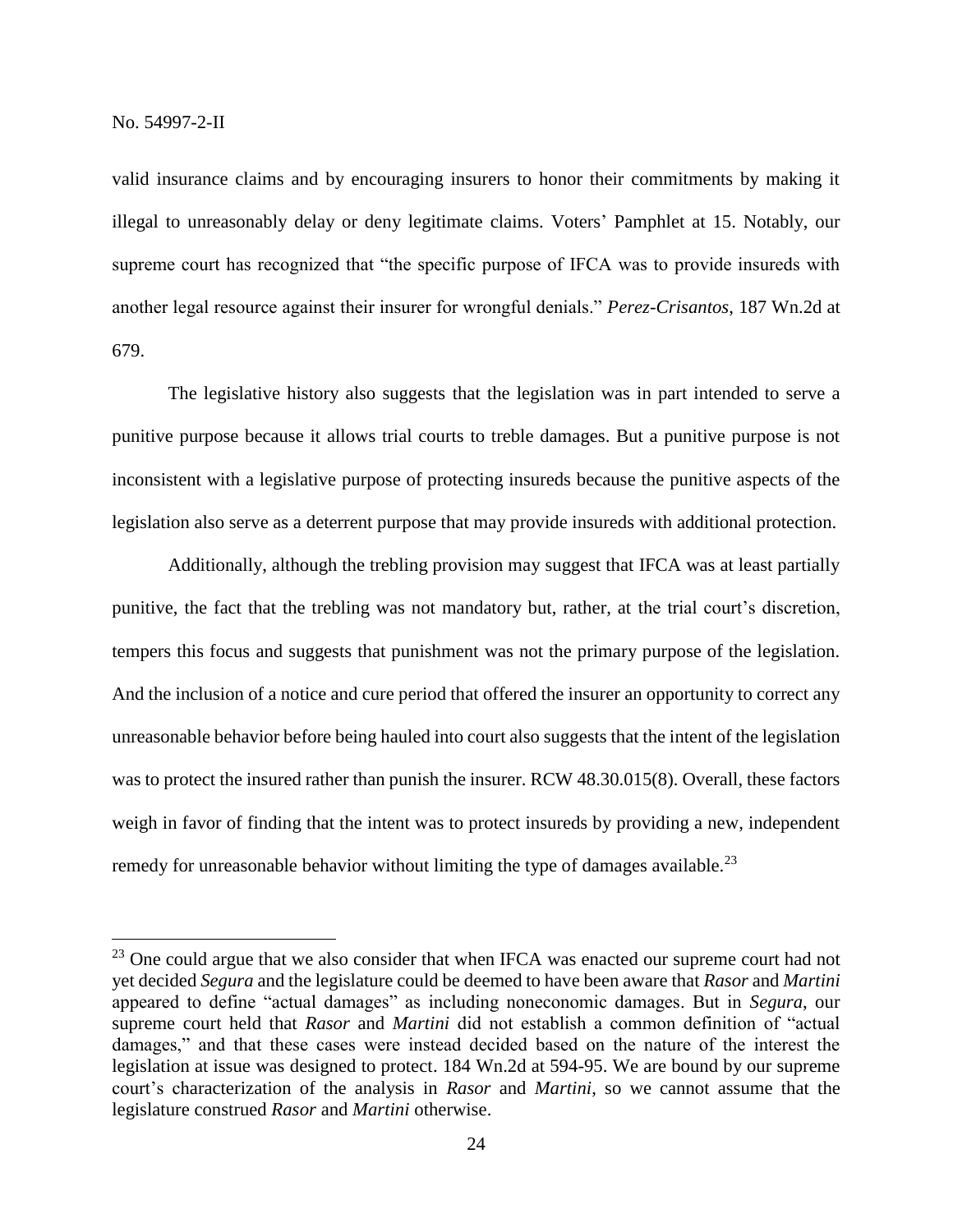valid insurance claims and by encouraging insurers to honor their commitments by making it illegal to unreasonably delay or deny legitimate claims. Voters' Pamphlet at 15. Notably, our supreme court has recognized that "the specific purpose of IFCA was to provide insureds with another legal resource against their insurer for wrongful denials." *Perez-Crisantos*, 187 Wn.2d at 679.

The legislative history also suggests that the legislation was in part intended to serve a punitive purpose because it allows trial courts to treble damages. But a punitive purpose is not inconsistent with a legislative purpose of protecting insureds because the punitive aspects of the legislation also serve as a deterrent purpose that may provide insureds with additional protection.

Additionally, although the trebling provision may suggest that IFCA was at least partially punitive, the fact that the trebling was not mandatory but, rather, at the trial court's discretion, tempers this focus and suggests that punishment was not the primary purpose of the legislation. And the inclusion of a notice and cure period that offered the insurer an opportunity to correct any unreasonable behavior before being hauled into court also suggests that the intent of the legislation was to protect the insured rather than punish the insurer. RCW 48.30.015(8). Overall, these factors weigh in favor of finding that the intent was to protect insureds by providing a new, independent remedy for unreasonable behavior without limiting the type of damages available.[23]

---

[23] One could argue that we also consider that when IFCA was enacted our supreme court had not yet decided *Segura* and the legislature could be deemed to have been aware that *Rasor* and *Martini* appeared to define "actual damages" as including noneconomic damages. But in *Segura*, our supreme court held that *Rasor* and *Martini* did not establish a common definition of "actual damages," and that these cases were instead decided based on the nature of the interest the legislation at issue was designed to protect. 184 Wn.2d at 594-95. We are bound by our supreme court's characterization of the analysis in *Rasor* and *Martini*, so we cannot assume that the legislature construed *Rasor* and *Martini* otherwise.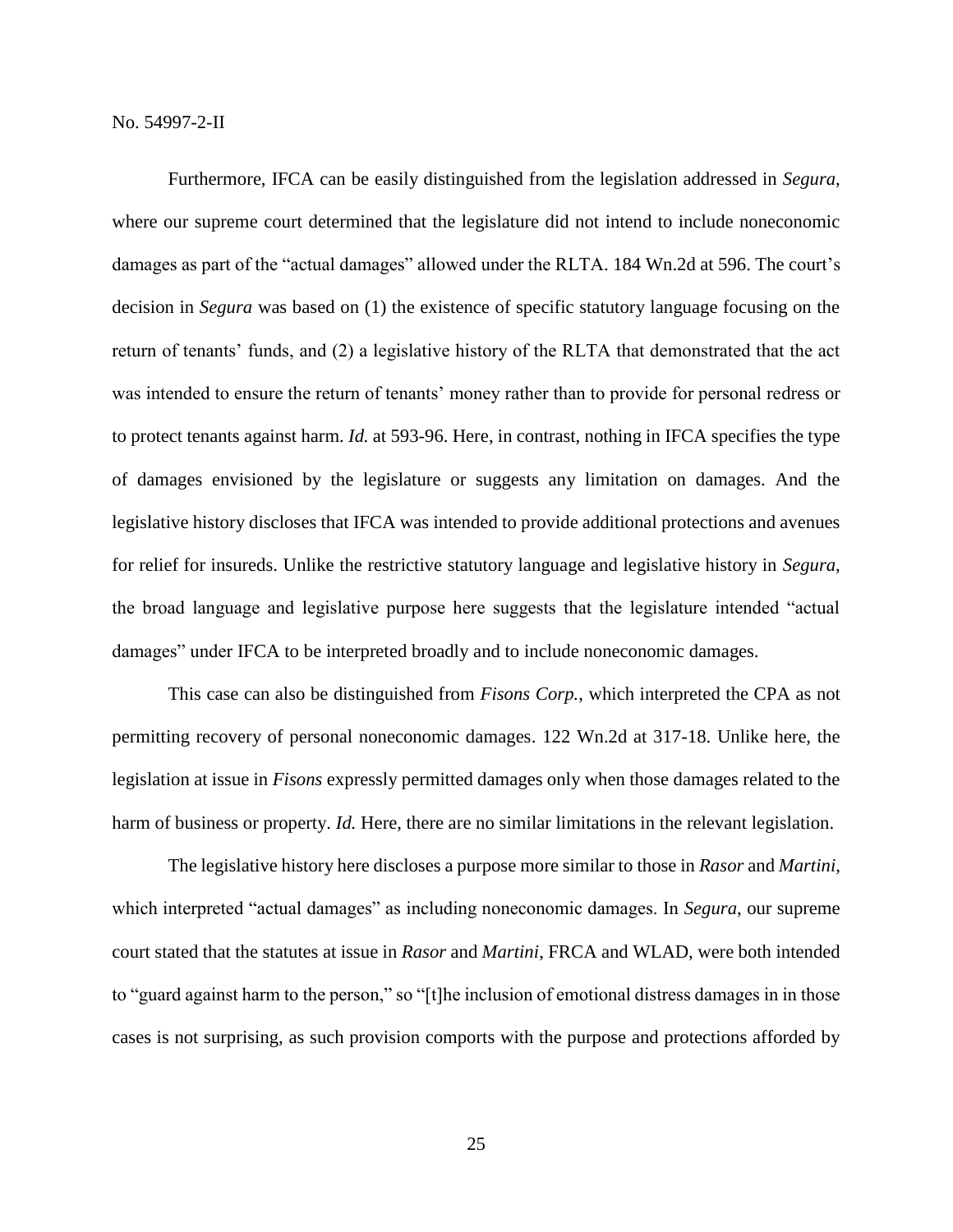Furthermore, IFCA can be easily distinguished from the legislation addressed in *Segura*, where our supreme court determined that the legislature did not intend to include noneconomic damages as part of the "actual damages" allowed under the RLTA. 184 Wn.2d at 596. The court's decision in *Segura* was based on (1) the existence of specific statutory language focusing on the return of tenants' funds, and (2) a legislative history of the RLTA that demonstrated that the act was intended to ensure the return of tenants' money rather than to provide for personal redress or to protect tenants against harm. *Id.* at 593-96. Here, in contrast, nothing in IFCA specifies the type of damages envisioned by the legislature or suggests any limitation on damages. And the legislative history discloses that IFCA was intended to provide additional protections and avenues for relief for insureds. Unlike the restrictive statutory language and legislative history in *Segura*, the broad language and legislative purpose here suggests that the legislature intended "actual damages" under IFCA to be interpreted broadly and to include noneconomic damages.

This case can also be distinguished from *Fisons Corp.*, which interpreted the CPA as not permitting recovery of personal noneconomic damages. 122 Wn.2d at 317-18. Unlike here, the legislation at issue in *Fisons* expressly permitted damages only when those damages related to the harm of business or property. *Id.* Here, there are no similar limitations in the relevant legislation.

The legislative history here discloses a purpose more similar to those in *Rasor* and *Martini*, which interpreted "actual damages" as including noneconomic damages. In *Segura*, our supreme court stated that the statutes at issue in *Rasor* and *Martini*, FRCA and WLAD, were both intended to "guard against harm to the person," so "[t]he inclusion of emotional distress damages in in those cases is not surprising, as such provision comports with the purpose and protections afforded by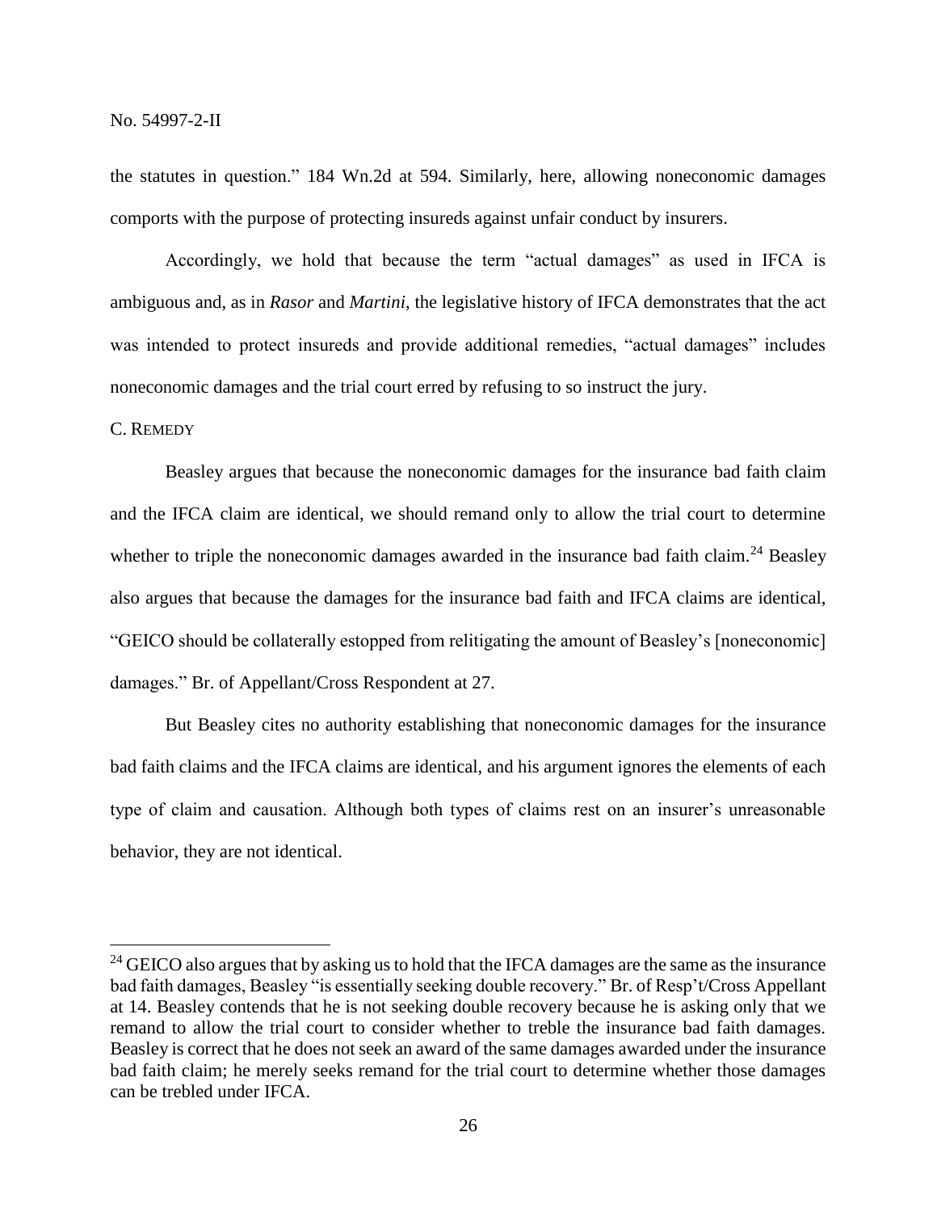the statutes in question." 184 Wn.2d at 594. Similarly, here, allowing noneconomic damages comports with the purpose of protecting insureds against unfair conduct by insurers.

Accordingly, we hold that because the term "actual damages" as used in IFCA is ambiguous and, as in *Rasor* and *Martini*, the legislative history of IFCA demonstrates that the act was intended to protect insureds and provide additional remedies, "actual damages" includes noneconomic damages and the trial court erred by refusing to so instruct the jury.

C. REMEDY

Beasley argues that because the noneconomic damages for the insurance bad faith claim and the IFCA claim are identical, we should remand only to allow the trial court to determine whether to triple the noneconomic damages awarded in the insurance bad faith claim.[24] Beasley also argues that because the damages for the insurance bad faith and IFCA claims are identical, "GEICO should be collaterally estopped from relitigating the amount of Beasley's [noneconomic] damages." Br. of Appellant/Cross Respondent at 27.

But Beasley cites no authority establishing that noneconomic damages for the insurance bad faith claims and the IFCA claims are identical, and his argument ignores the elements of each type of claim and causation. Although both types of claims rest on an insurer's unreasonable behavior, they are not identical.

---

[24] GEICO also argues that by asking us to hold that the IFCA damages are the same as the insurance bad faith damages, Beasley "is essentially seeking double recovery." Br. of Resp't/Cross Appellant at 14. Beasley contends that he is not seeking double recovery because he is asking only that we remand to allow the trial court to consider whether to treble the insurance bad faith damages. Beasley is correct that he does not seek an award of the same damages awarded under the insurance bad faith claim; he merely seeks remand for the trial court to determine whether those damages can be trebled under IFCA.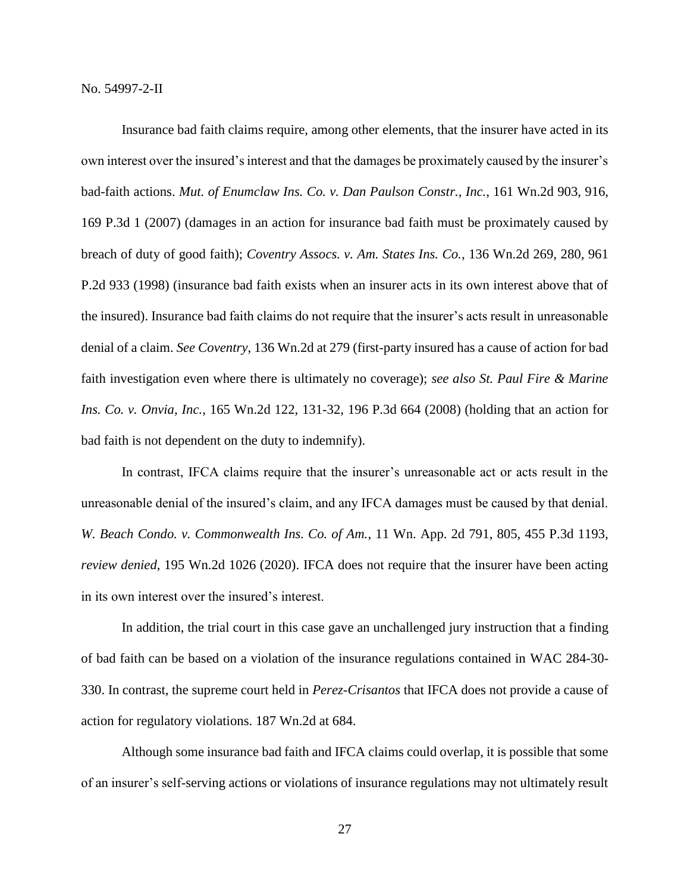Insurance bad faith claims require, among other elements, that the insurer have acted in its own interest over the insured's interest and that the damages be proximately caused by the insurer's bad-faith actions. *Mut. of Enumclaw Ins. Co. v. Dan Paulson Constr., Inc.*, 161 Wn.2d 903, 916, 169 P.3d 1 (2007) (damages in an action for insurance bad faith must be proximately caused by breach of duty of good faith); *Coventry Assocs. v. Am. States Ins. Co.*, 136 Wn.2d 269, 280, 961 P.2d 933 (1998) (insurance bad faith exists when an insurer acts in its own interest above that of the insured). Insurance bad faith claims do not require that the insurer's acts result in unreasonable denial of a claim. *See Coventry*, 136 Wn.2d at 279 (first-party insured has a cause of action for bad faith investigation even where there is ultimately no coverage); *see also St. Paul Fire & Marine Ins. Co. v. Onvia, Inc.*, 165 Wn.2d 122, 131-32, 196 P.3d 664 (2008) (holding that an action for bad faith is not dependent on the duty to indemnify).

In contrast, IFCA claims require that the insurer's unreasonable act or acts result in the unreasonable denial of the insured's claim, and any IFCA damages must be caused by that denial. *W. Beach Condo. v. Commonwealth Ins. Co. of Am.*, 11 Wn. App. 2d 791, 805, 455 P.3d 1193, *review denied*, 195 Wn.2d 1026 (2020). IFCA does not require that the insurer have been acting in its own interest over the insured's interest.

In addition, the trial court in this case gave an unchallenged jury instruction that a finding of bad faith can be based on a violation of the insurance regulations contained in WAC 284-30-330. In contrast, the supreme court held in *Perez-Crisantos* that IFCA does not provide a cause of action for regulatory violations. 187 Wn.2d at 684.

Although some insurance bad faith and IFCA claims could overlap, it is possible that some of an insurer's self-serving actions or violations of insurance regulations may not ultimately result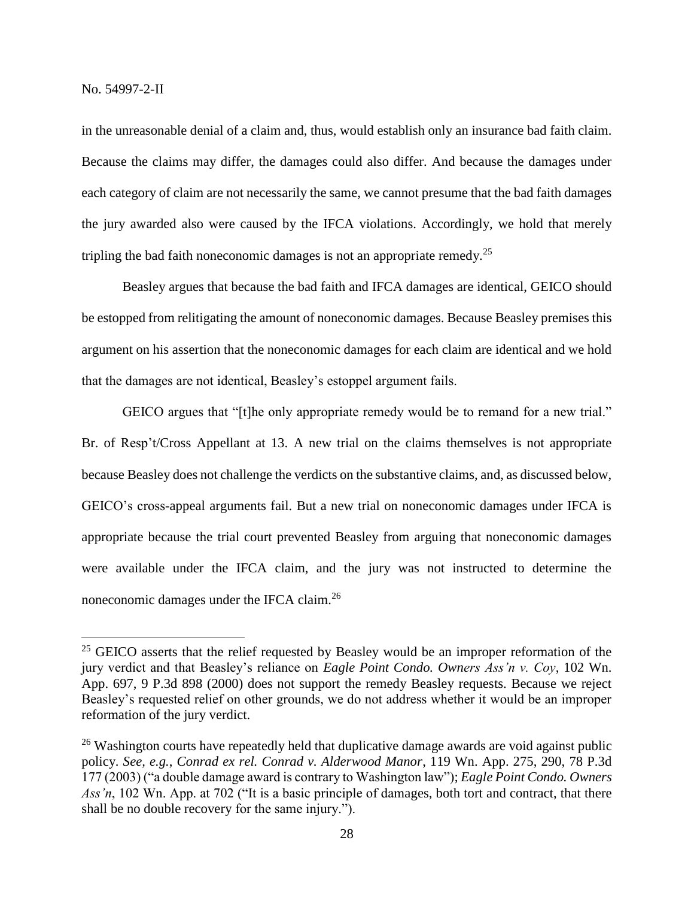in the unreasonable denial of a claim and, thus, would establish only an insurance bad faith claim. Because the claims may differ, the damages could also differ. And because the damages under each category of claim are not necessarily the same, we cannot presume that the bad faith damages the jury awarded also were caused by the IFCA violations. Accordingly, we hold that merely tripling the bad faith noneconomic damages is not an appropriate remedy.[25]

Beasley argues that because the bad faith and IFCA damages are identical, GEICO should be estopped from relitigating the amount of noneconomic damages. Because Beasley premises this argument on his assertion that the noneconomic damages for each claim are identical and we hold that the damages are not identical, Beasley's estoppel argument fails.

GEICO argues that "[t]he only appropriate remedy would be to remand for a new trial." Br. of Resp't/Cross Appellant at 13. A new trial on the claims themselves is not appropriate because Beasley does not challenge the verdicts on the substantive claims, and, as discussed below, GEICO's cross-appeal arguments fail. But a new trial on noneconomic damages under IFCA is appropriate because the trial court prevented Beasley from arguing that noneconomic damages were available under the IFCA claim, and the jury was not instructed to determine the noneconomic damages under the IFCA claim.[26]

---

[25] GEICO asserts that the relief requested by Beasley would be an improper reformation of the jury verdict and that Beasley's reliance on *Eagle Point Condo. Owners Ass'n v. Coy*, 102 Wn. App. 697, 9 P.3d 898 (2000) does not support the remedy Beasley requests. Because we reject Beasley's requested relief on other grounds, we do not address whether it would be an improper reformation of the jury verdict.

[26] Washington courts have repeatedly held that duplicative damage awards are void against public policy. *See, e.g.*, *Conrad ex rel. Conrad v. Alderwood Manor*, 119 Wn. App. 275, 290, 78 P.3d 177 (2003) ("a double damage award is contrary to Washington law"); *Eagle Point Condo. Owners Ass'n*, 102 Wn. App. at 702 ("It is a basic principle of damages, both tort and contract, that there shall be no double recovery for the same injury.").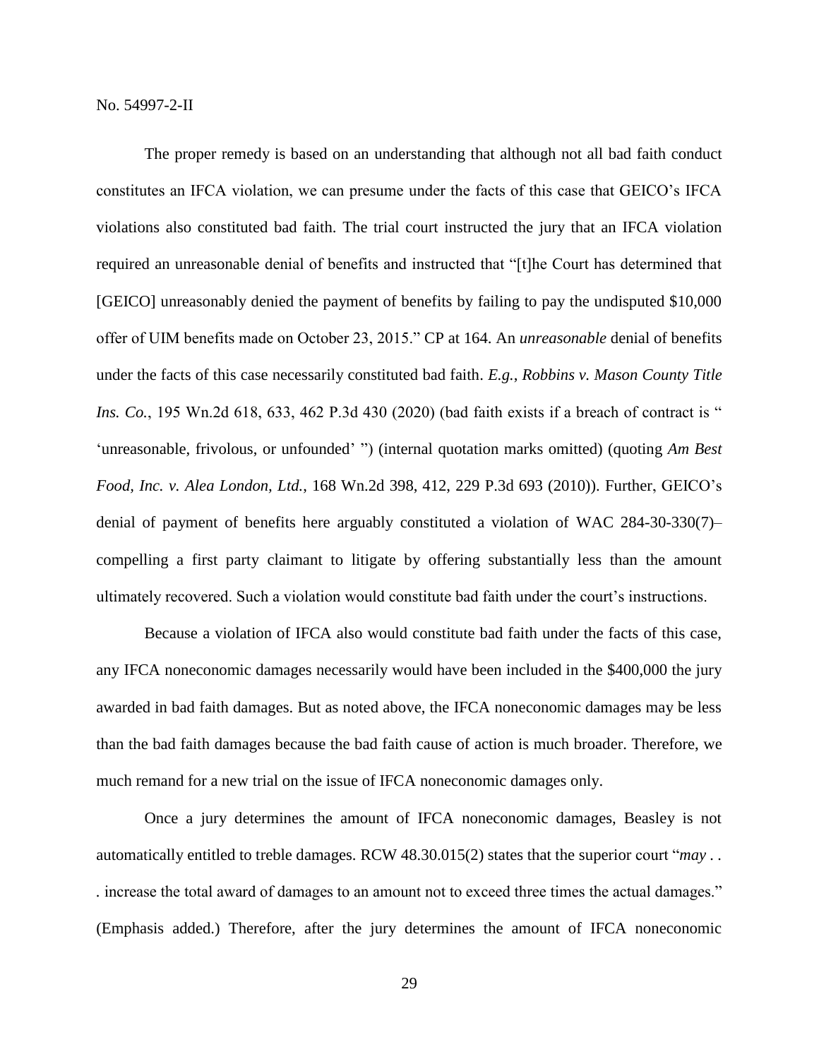The proper remedy is based on an understanding that although not all bad faith conduct constitutes an IFCA violation, we can presume under the facts of this case that GEICO's IFCA violations also constituted bad faith. The trial court instructed the jury that an IFCA violation required an unreasonable denial of benefits and instructed that "[t]he Court has determined that [GEICO] unreasonably denied the payment of benefits by failing to pay the undisputed $10,000 offer of UIM benefits made on October 23, 2015." CP at 164. An *unreasonable* denial of benefits under the facts of this case necessarily constituted bad faith. *E.g.*, *Robbins v. Mason County Title Ins. Co.*, 195 Wn.2d 618, 633, 462 P.3d 430 (2020) (bad faith exists if a breach of contract is " 'unreasonable, frivolous, or unfounded' ") (internal quotation marks omitted) (quoting *Am Best Food, Inc. v. Alea London, Ltd.*, 168 Wn.2d 398, 412, 229 P.3d 693 (2010)). Further, GEICO's denial of payment of benefits here arguably constituted a violation of WAC 284-30-330(7)– compelling a first party claimant to litigate by offering substantially less than the amount ultimately recovered. Such a violation would constitute bad faith under the court's instructions.

Because a violation of IFCA also would constitute bad faith under the facts of this case, any IFCA noneconomic damages necessarily would have been included in the $400,000 the jury awarded in bad faith damages. But as noted above, the IFCA noneconomic damages may be less than the bad faith damages because the bad faith cause of action is much broader. Therefore, we much remand for a new trial on the issue of IFCA noneconomic damages only.

Once a jury determines the amount of IFCA noneconomic damages, Beasley is not automatically entitled to treble damages. RCW 48.30.015(2) states that the superior court "*may* . . . increase the total award of damages to an amount not to exceed three times the actual damages." (Emphasis added.) Therefore, after the jury determines the amount of IFCA noneconomic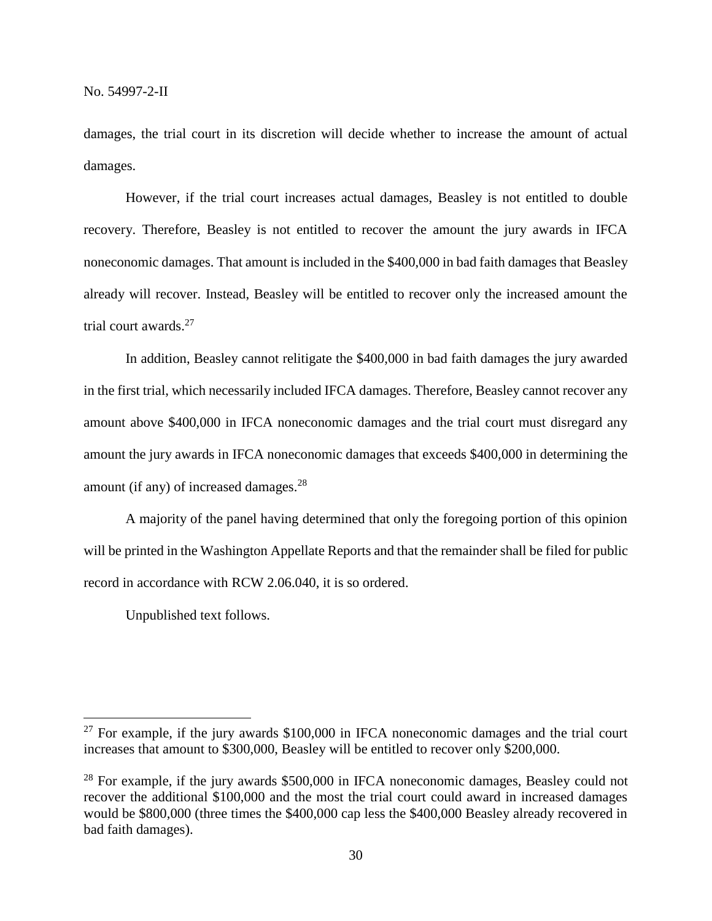damages, the trial court in its discretion will decide whether to increase the amount of actual damages.

However, if the trial court increases actual damages, Beasley is not entitled to double recovery. Therefore, Beasley is not entitled to recover the amount the jury awards in IFCA noneconomic damages. That amount is included in the $400,000 in bad faith damages that Beasley already will recover. Instead, Beasley will be entitled to recover only the increased amount the trial court awards.[27]

In addition, Beasley cannot relitigate the $400,000 in bad faith damages the jury awarded in the first trial, which necessarily included IFCA damages. Therefore, Beasley cannot recover any amount above $400,000 in IFCA noneconomic damages and the trial court must disregard any amount the jury awards in IFCA noneconomic damages that exceeds $400,000 in determining the amount (if any) of increased damages.[28]

A majority of the panel having determined that only the foregoing portion of this opinion will be printed in the Washington Appellate Reports and that the remainder shall be filed for public record in accordance with RCW 2.06.040, it is so ordered.

Unpublished text follows.

---

[27] For example, if the jury awards $100,000 in IFCA noneconomic damages and the trial court increases that amount to $300,000, Beasley will be entitled to recover only $200,000.

[28] For example, if the jury awards $500,000 in IFCA noneconomic damages, Beasley could not recover the additional $100,000 and the most the trial court could award in increased damages would be $800,000 (three times the $400,000 cap less the $400,000 Beasley already recovered in bad faith damages).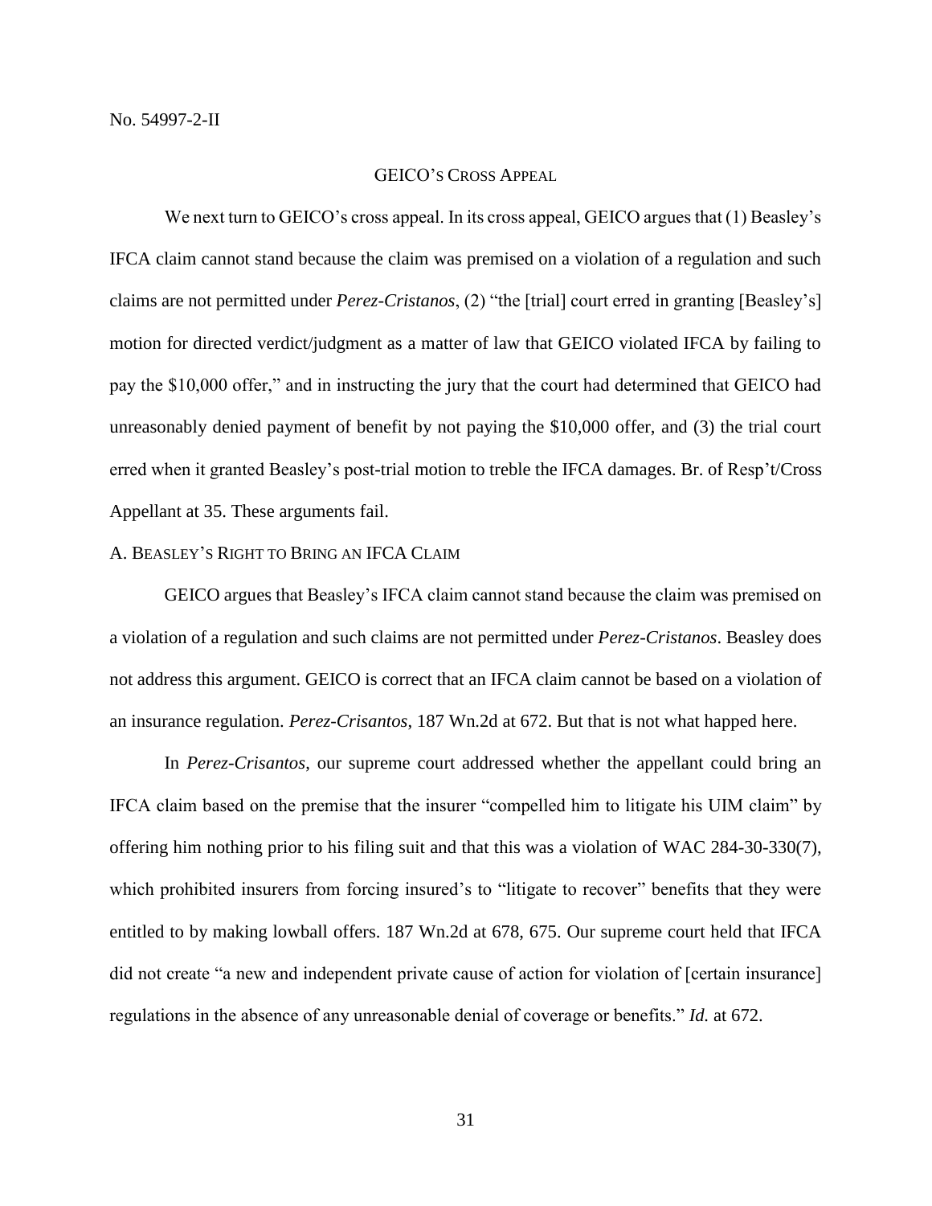GEICO'S CROSS APPEAL

We next turn to GEICO's cross appeal. In its cross appeal, GEICO argues that (1) Beasley's IFCA claim cannot stand because the claim was premised on a violation of a regulation and such claims are not permitted under *Perez-Cristanos*, (2) "the [trial] court erred in granting [Beasley's] motion for directed verdict/judgment as a matter of law that GEICO violated IFCA by failing to pay the $10,000 offer," and in instructing the jury that the court had determined that GEICO had unreasonably denied payment of benefit by not paying the $10,000 offer, and (3) the trial court erred when it granted Beasley's post-trial motion to treble the IFCA damages. Br. of Resp't/Cross Appellant at 35. These arguments fail.

A. BEASLEY'S RIGHT TO BRING AN IFCA CLAIM

GEICO argues that Beasley's IFCA claim cannot stand because the claim was premised on a violation of a regulation and such claims are not permitted under *Perez-Cristanos*. Beasley does not address this argument. GEICO is correct that an IFCA claim cannot be based on a violation of an insurance regulation. *Perez-Crisantos*, 187 Wn.2d at 672. But that is not what happed here.

In *Perez-Crisantos*, our supreme court addressed whether the appellant could bring an IFCA claim based on the premise that the insurer "compelled him to litigate his UIM claim" by offering him nothing prior to his filing suit and that this was a violation of WAC 284-30-330(7), which prohibited insurers from forcing insured's to "litigate to recover" benefits that they were entitled to by making lowball offers. 187 Wn.2d at 678, 675. Our supreme court held that IFCA did not create "a new and independent private cause of action for violation of [certain insurance] regulations in the absence of any unreasonable denial of coverage or benefits." *Id.* at 672.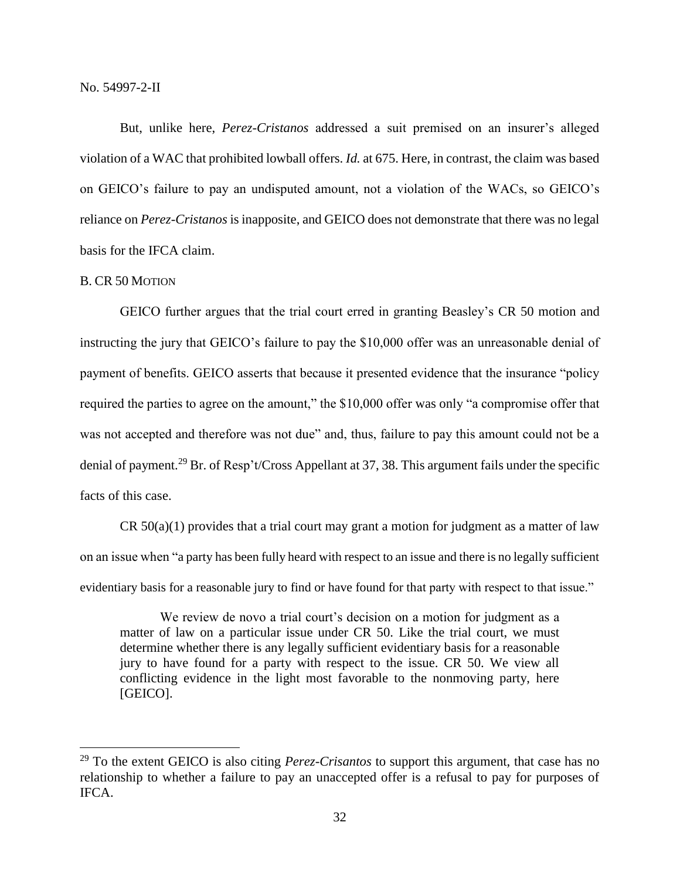But, unlike here, *Perez-Cristanos* addressed a suit premised on an insurer's alleged violation of a WAC that prohibited lowball offers. *Id.* at 675. Here, in contrast, the claim was based on GEICO's failure to pay an undisputed amount, not a violation of the WACs, so GEICO's reliance on *Perez-Cristanos* is inapposite, and GEICO does not demonstrate that there was no legal basis for the IFCA claim.

B. CR 50 MOTION

GEICO further argues that the trial court erred in granting Beasley's CR 50 motion and instructing the jury that GEICO's failure to pay the $10,000 offer was an unreasonable denial of payment of benefits. GEICO asserts that because it presented evidence that the insurance "policy required the parties to agree on the amount," the $10,000 offer was only "a compromise offer that was not accepted and therefore was not due" and, thus, failure to pay this amount could not be a denial of payment.[29] Br. of Resp't/Cross Appellant at 37, 38. This argument fails under the specific facts of this case.

CR 50(a)(1) provides that a trial court may grant a motion for judgment as a matter of law on an issue when "a party has been fully heard with respect to an issue and there is no legally sufficient evidentiary basis for a reasonable jury to find or have found for that party with respect to that issue."

> We review de novo a trial court's decision on a motion for judgment as a matter of law on a particular issue under CR 50. Like the trial court, we must determine whether there is any legally sufficient evidentiary basis for a reasonable jury to have found for a party with respect to the issue. CR 50. We view all conflicting evidence in the light most favorable to the nonmoving party, here [GEICO].

---

[29] To the extent GEICO is also citing *Perez-Crisantos* to support this argument, that case has no relationship to whether a failure to pay an unaccepted offer is a refusal to pay for purposes of IFCA.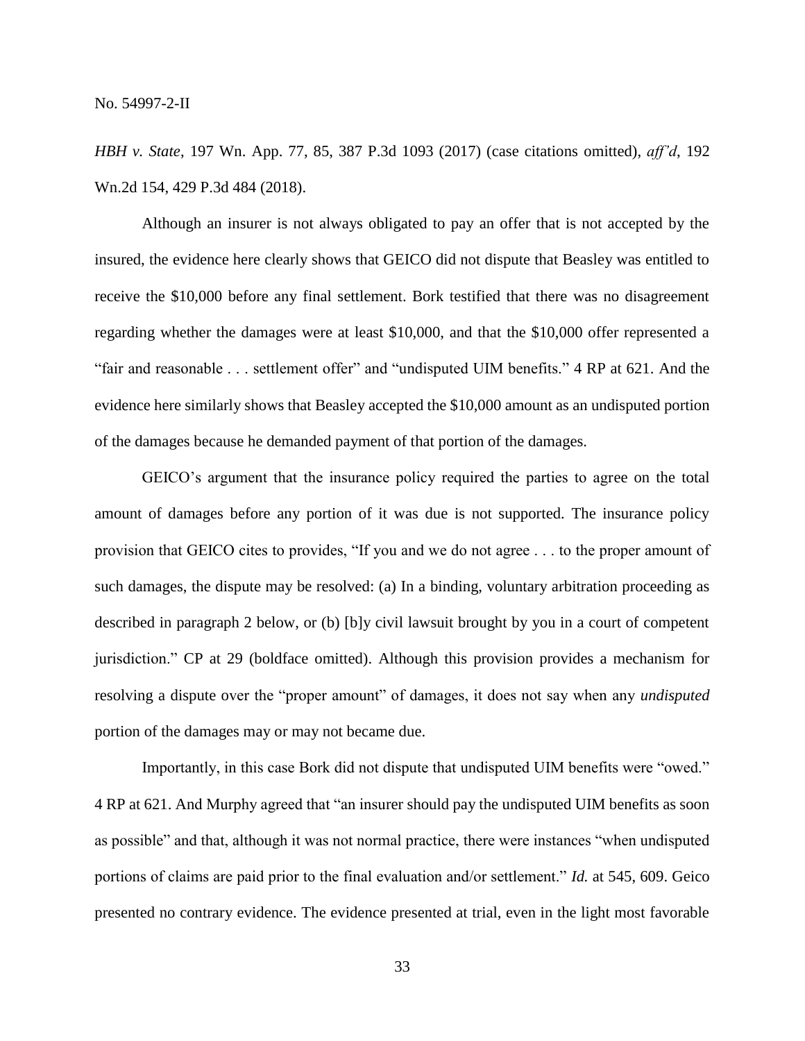*HBH v. State*, 197 Wn. App. 77, 85, 387 P.3d 1093 (2017) (case citations omitted), *aff'd*, 192 Wn.2d 154, 429 P.3d 484 (2018).

Although an insurer is not always obligated to pay an offer that is not accepted by the insured, the evidence here clearly shows that GEICO did not dispute that Beasley was entitled to receive the $10,000 before any final settlement. Bork testified that there was no disagreement regarding whether the damages were at least $10,000, and that the $10,000 offer represented a "fair and reasonable . . . settlement offer" and "undisputed UIM benefits." 4 RP at 621. And the evidence here similarly shows that Beasley accepted the $10,000 amount as an undisputed portion of the damages because he demanded payment of that portion of the damages.

GEICO's argument that the insurance policy required the parties to agree on the total amount of damages before any portion of it was due is not supported. The insurance policy provision that GEICO cites to provides, "If you and we do not agree . . . to the proper amount of such damages, the dispute may be resolved: (a) In a binding, voluntary arbitration proceeding as described in paragraph 2 below, or (b) [b]y civil lawsuit brought by you in a court of competent jurisdiction." CP at 29 (boldface omitted). Although this provision provides a mechanism for resolving a dispute over the "proper amount" of damages, it does not say when any *undisputed* portion of the damages may or may not became due.

Importantly, in this case Bork did not dispute that undisputed UIM benefits were "owed." 4 RP at 621. And Murphy agreed that "an insurer should pay the undisputed UIM benefits as soon as possible" and that, although it was not normal practice, there were instances "when undisputed portions of claims are paid prior to the final evaluation and/or settlement." *Id.* at 545, 609. Geico presented no contrary evidence. The evidence presented at trial, even in the light most favorable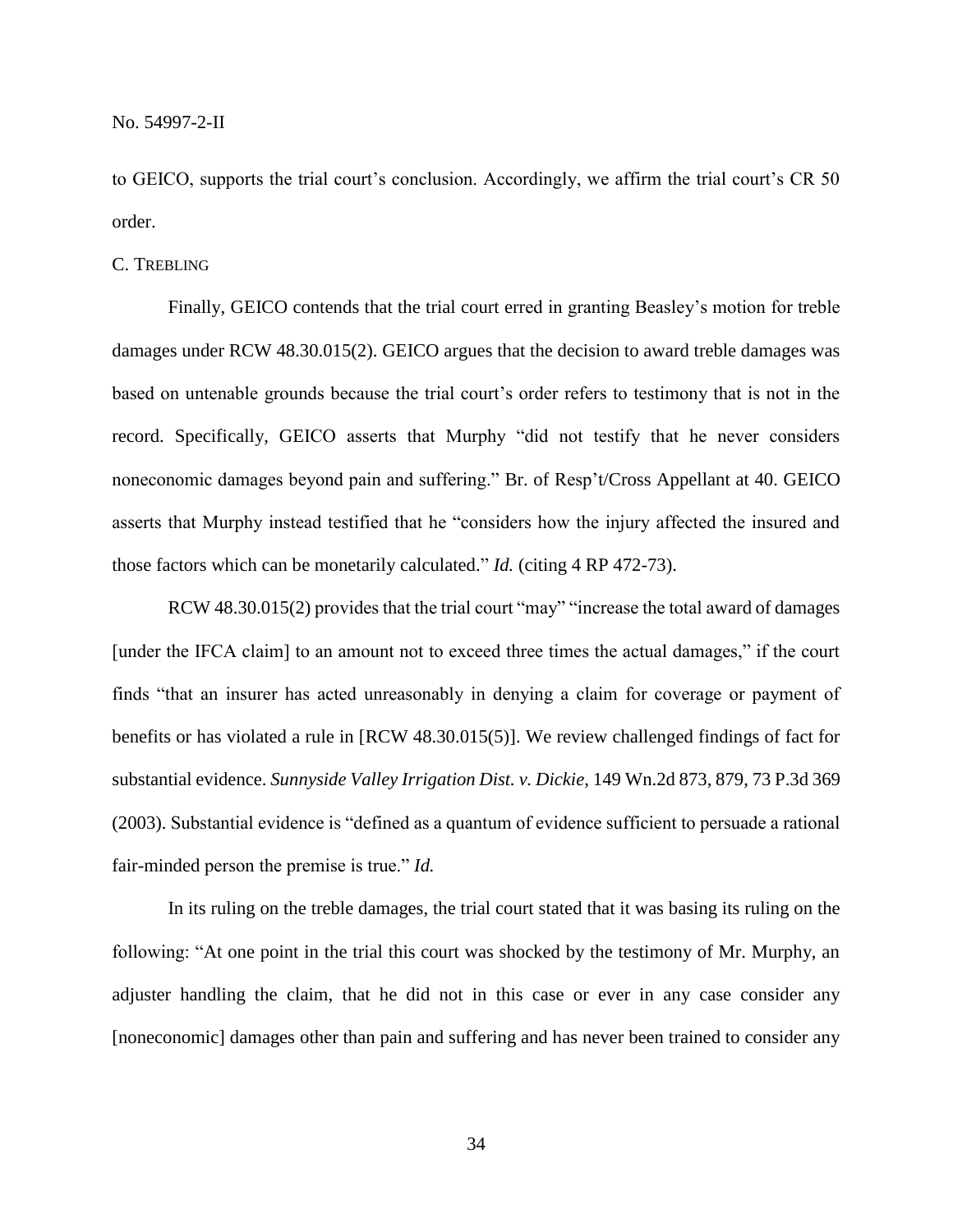to GEICO, supports the trial court's conclusion. Accordingly, we affirm the trial court's CR 50 order.

C. TREBLING

Finally, GEICO contends that the trial court erred in granting Beasley's motion for treble damages under RCW 48.30.015(2). GEICO argues that the decision to award treble damages was based on untenable grounds because the trial court's order refers to testimony that is not in the record. Specifically, GEICO asserts that Murphy "did not testify that he never considers noneconomic damages beyond pain and suffering." Br. of Resp't/Cross Appellant at 40. GEICO asserts that Murphy instead testified that he "considers how the injury affected the insured and those factors which can be monetarily calculated." *Id.* (citing 4 RP 472-73).

RCW 48.30.015(2) provides that the trial court "may" "increase the total award of damages [under the IFCA claim] to an amount not to exceed three times the actual damages," if the court finds "that an insurer has acted unreasonably in denying a claim for coverage or payment of benefits or has violated a rule in [RCW 48.30.015(5)]. We review challenged findings of fact for substantial evidence. *Sunnyside Valley Irrigation Dist. v. Dickie*, 149 Wn.2d 873, 879, 73 P.3d 369 (2003). Substantial evidence is "defined as a quantum of evidence sufficient to persuade a rational fair-minded person the premise is true." *Id.*

In its ruling on the treble damages, the trial court stated that it was basing its ruling on the following: "At one point in the trial this court was shocked by the testimony of Mr. Murphy, an adjuster handling the claim, that he did not in this case or ever in any case consider any [noneconomic] damages other than pain and suffering and has never been trained to consider any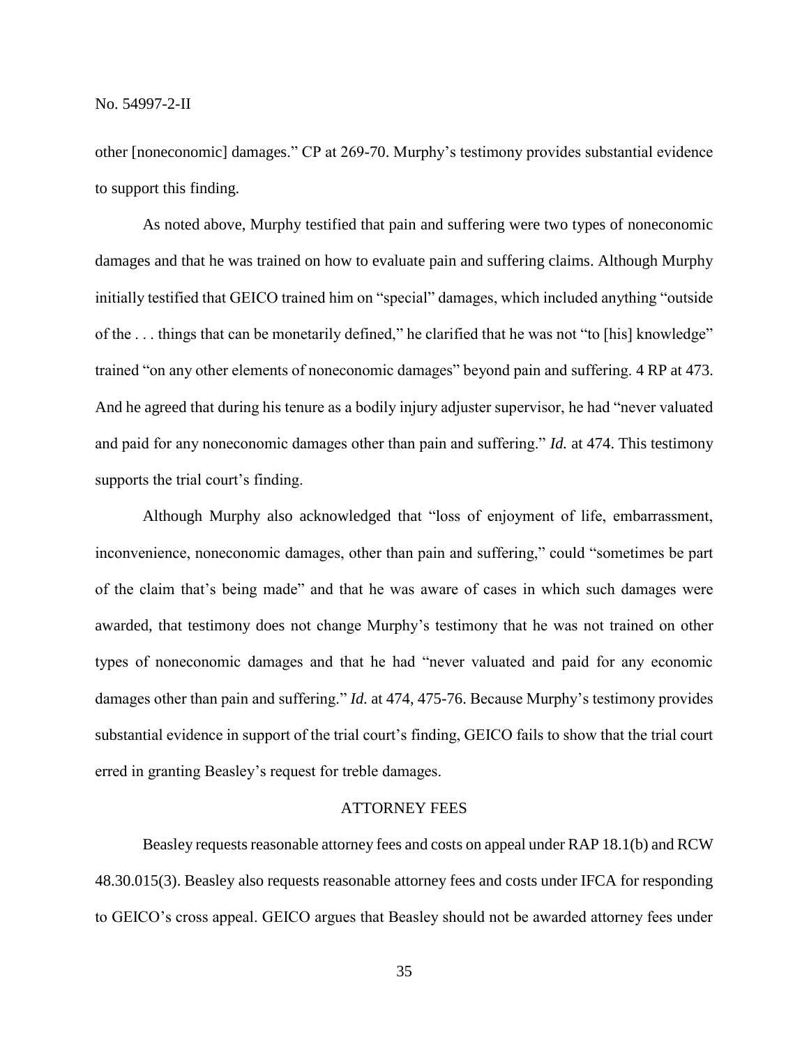other [noneconomic] damages." CP at 269-70. Murphy's testimony provides substantial evidence to support this finding.

As noted above, Murphy testified that pain and suffering were two types of noneconomic damages and that he was trained on how to evaluate pain and suffering claims. Although Murphy initially testified that GEICO trained him on "special" damages, which included anything "outside of the . . . things that can be monetarily defined," he clarified that he was not "to [his] knowledge" trained "on any other elements of noneconomic damages" beyond pain and suffering. 4 RP at 473. And he agreed that during his tenure as a bodily injury adjuster supervisor, he had "never valuated and paid for any noneconomic damages other than pain and suffering." *Id.* at 474. This testimony supports the trial court's finding.

Although Murphy also acknowledged that "loss of enjoyment of life, embarrassment, inconvenience, noneconomic damages, other than pain and suffering," could "sometimes be part of the claim that's being made" and that he was aware of cases in which such damages were awarded, that testimony does not change Murphy's testimony that he was not trained on other types of noneconomic damages and that he had "never valuated and paid for any economic damages other than pain and suffering." *Id.* at 474, 475-76. Because Murphy's testimony provides substantial evidence in support of the trial court's finding, GEICO fails to show that the trial court erred in granting Beasley's request for treble damages.

## ATTORNEY FEES

Beasley requests reasonable attorney fees and costs on appeal under RAP 18.1(b) and RCW 48.30.015(3). Beasley also requests reasonable attorney fees and costs under IFCA for responding to GEICO's cross appeal. GEICO argues that Beasley should not be awarded attorney fees under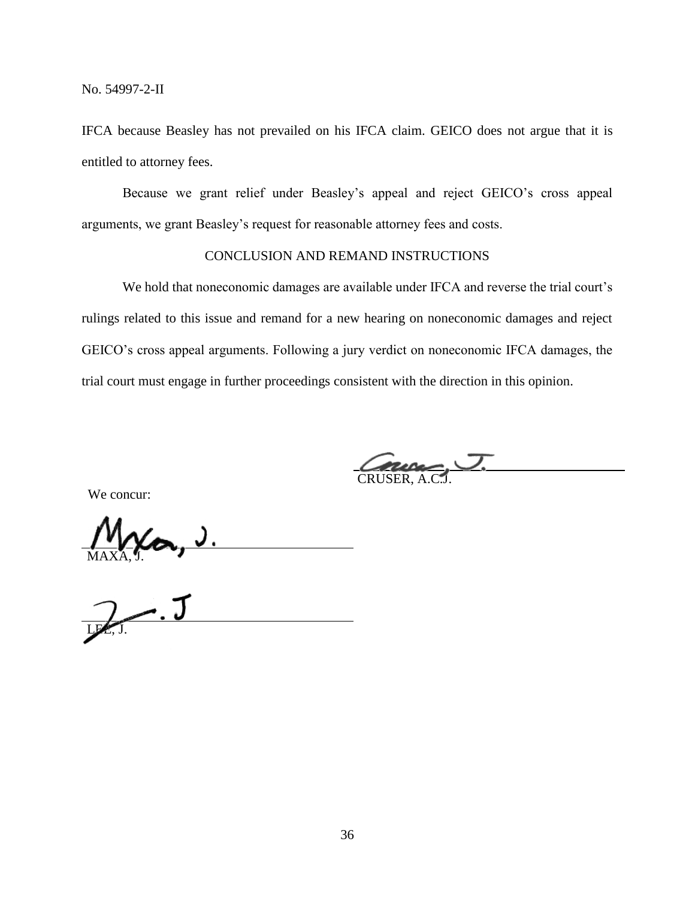IFCA because Beasley has not prevailed on his IFCA claim. GEICO does not argue that it is entitled to attorney fees.

Because we grant relief under Beasley's appeal and reject GEICO's cross appeal arguments, we grant Beasley's request for reasonable attorney fees and costs.

## CONCLUSION AND REMAND INSTRUCTIONS

We hold that noneconomic damages are available under IFCA and reverse the trial court's rulings related to this issue and remand for a new hearing on noneconomic damages and reject GEICO's cross appeal arguments. Following a jury verdict on noneconomic IFCA damages, the trial court must engage in further proceedings consistent with the direction in this opinion.

CRUSER, A.C.J.

We concur:

MAXA, J.

LEE, J.